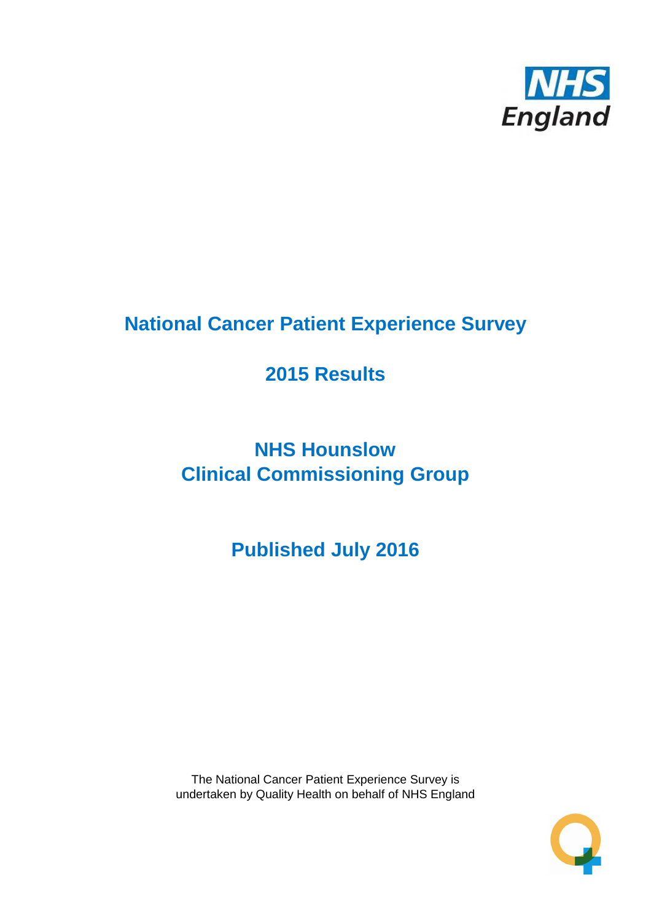# National Cancer Patient Experience Survey

## 2015 Results

## NHS Hounslow
## Clinical Commissioning Group

## Published July 2016

The National Cancer Patient Experience Survey is undertaken by Quality Health on behalf of NHS England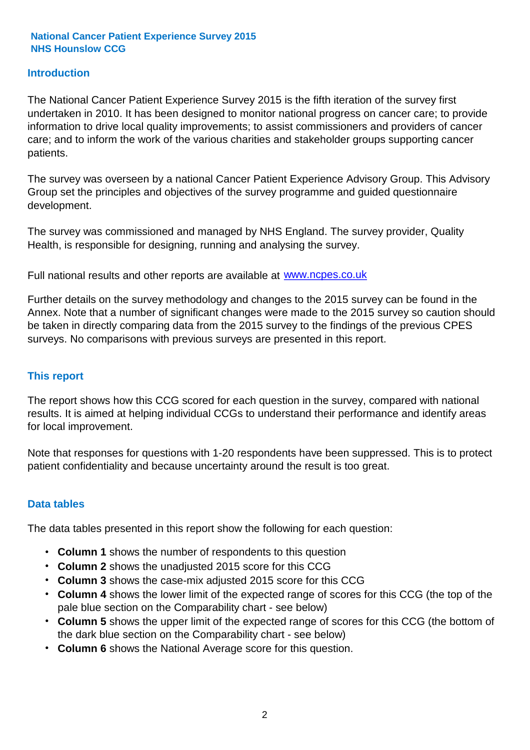**National Cancer Patient Experience Survey 2015**
**NHS Hounslow CCG**

## Introduction

The National Cancer Patient Experience Survey 2015 is the fifth iteration of the survey first undertaken in 2010. It has been designed to monitor national progress on cancer care; to provide information to drive local quality improvements; to assist commissioners and providers of cancer care; and to inform the work of the various charities and stakeholder groups supporting cancer patients.

The survey was overseen by a national Cancer Patient Experience Advisory Group. This Advisory Group set the principles and objectives of the survey programme and guided questionnaire development.

The survey was commissioned and managed by NHS England. The survey provider, Quality Health, is responsible for designing, running and analysing the survey.

Full national results and other reports are available at www.ncpes.co.uk

Further details on the survey methodology and changes to the 2015 survey can be found in the Annex. Note that a number of significant changes were made to the 2015 survey so caution should be taken in directly comparing data from the 2015 survey to the findings of the previous CPES surveys. No comparisons with previous surveys are presented in this report.

## This report

The report shows how this CCG scored for each question in the survey, compared with national results. It is aimed at helping individual CCGs to understand their performance and identify areas for local improvement.

Note that responses for questions with 1-20 respondents have been suppressed. This is to protect patient confidentiality and because uncertainty around the result is too great.

## Data tables

The data tables presented in this report show the following for each question:

- **Column 1** shows the number of respondents to this question
- **Column 2** shows the unadjusted 2015 score for this CCG
- **Column 3** shows the case-mix adjusted 2015 score for this CCG
- **Column 4** shows the lower limit of the expected range of scores for this CCG (the top of the pale blue section on the Comparability chart - see below)
- **Column 5** shows the upper limit of the expected range of scores for this CCG (the bottom of the dark blue section on the Comparability chart - see below)
- **Column 6** shows the National Average score for this question.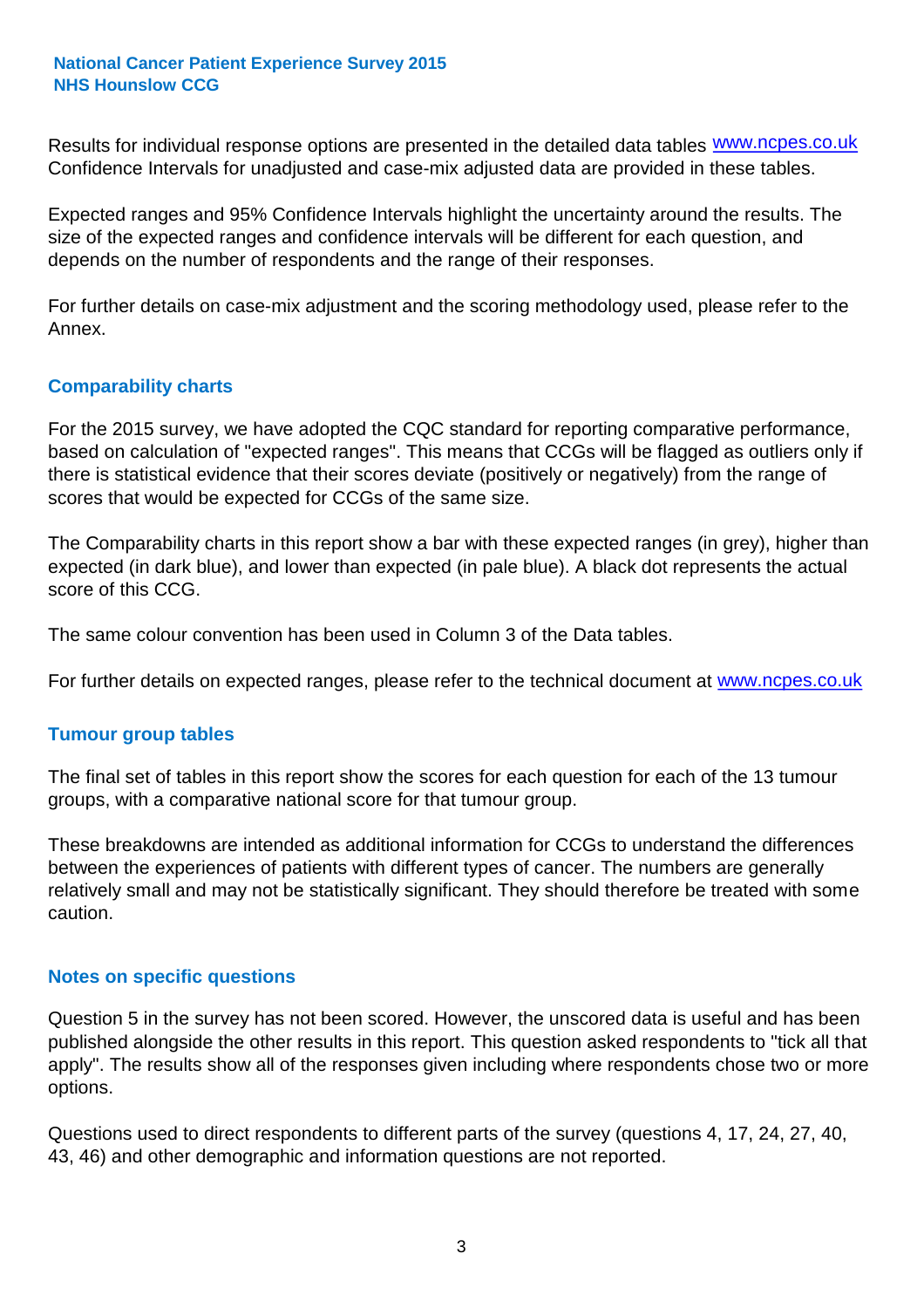Results for individual response options are presented in the detailed data tables www.ncpes.co.uk Confidence Intervals for unadjusted and case-mix adjusted data are provided in these tables.

Expected ranges and 95% Confidence Intervals highlight the uncertainty around the results. The size of the expected ranges and confidence intervals will be different for each question, and depends on the number of respondents and the range of their responses.

For further details on case-mix adjustment and the scoring methodology used, please refer to the Annex.

## Comparability charts

For the 2015 survey, we have adopted the CQC standard for reporting comparative performance, based on calculation of "expected ranges". This means that CCGs will be flagged as outliers only if there is statistical evidence that their scores deviate (positively or negatively) from the range of scores that would be expected for CCGs of the same size.

The Comparability charts in this report show a bar with these expected ranges (in grey), higher than expected (in dark blue), and lower than expected (in pale blue). A black dot represents the actual score of this CCG.

The same colour convention has been used in Column 3 of the Data tables.

For further details on expected ranges, please refer to the technical document at www.ncpes.co.uk

## Tumour group tables

The final set of tables in this report show the scores for each question for each of the 13 tumour groups, with a comparative national score for that tumour group.

These breakdowns are intended as additional information for CCGs to understand the differences between the experiences of patients with different types of cancer. The numbers are generally relatively small and may not be statistically significant. They should therefore be treated with some caution.

## Notes on specific questions

Question 5 in the survey has not been scored. However, the unscored data is useful and has been published alongside the other results in this report. This question asked respondents to "tick all that apply". The results show all of the responses given including where respondents chose two or more options.

Questions used to direct respondents to different parts of the survey (questions 4, 17, 24, 27, 40, 43, 46) and other demographic and information questions are not reported.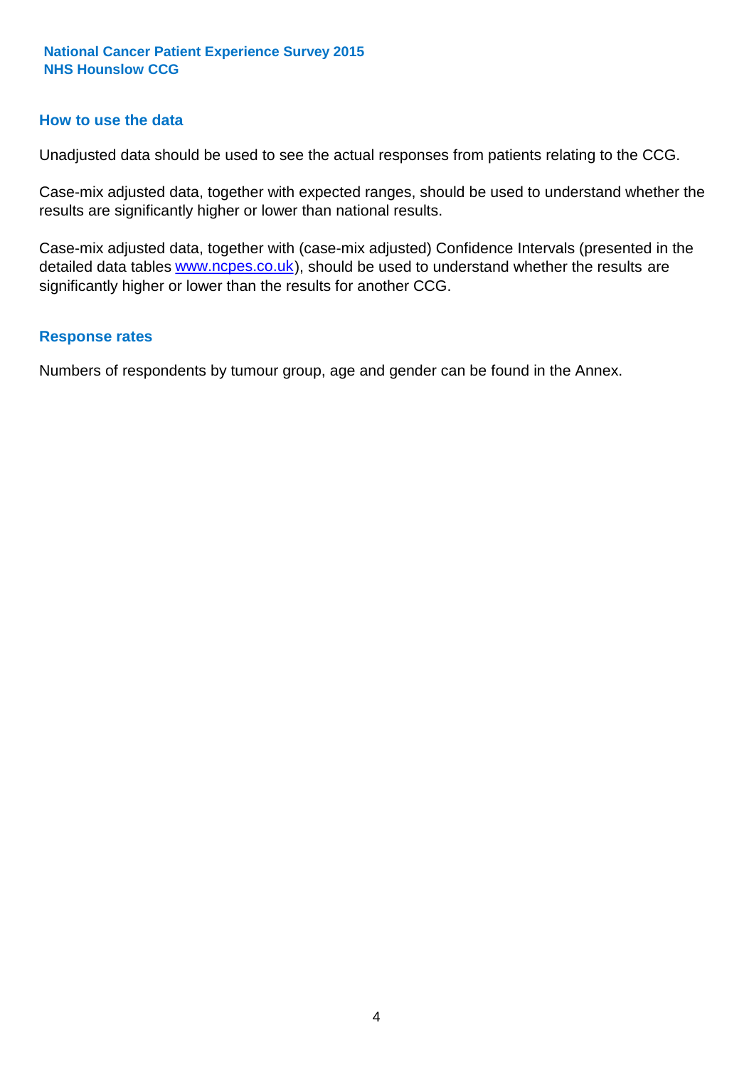## How to use the data

Unadjusted data should be used to see the actual responses from patients relating to the CCG.

Case-mix adjusted data, together with expected ranges, should be used to understand whether the results are significantly higher or lower than national results.

Case-mix adjusted data, together with (case-mix adjusted) Confidence Intervals (presented in the detailed data tables www.ncpes.co.uk), should be used to understand whether the results are significantly higher or lower than the results for another CCG.

## Response rates

Numbers of respondents by tumour group, age and gender can be found in the Annex.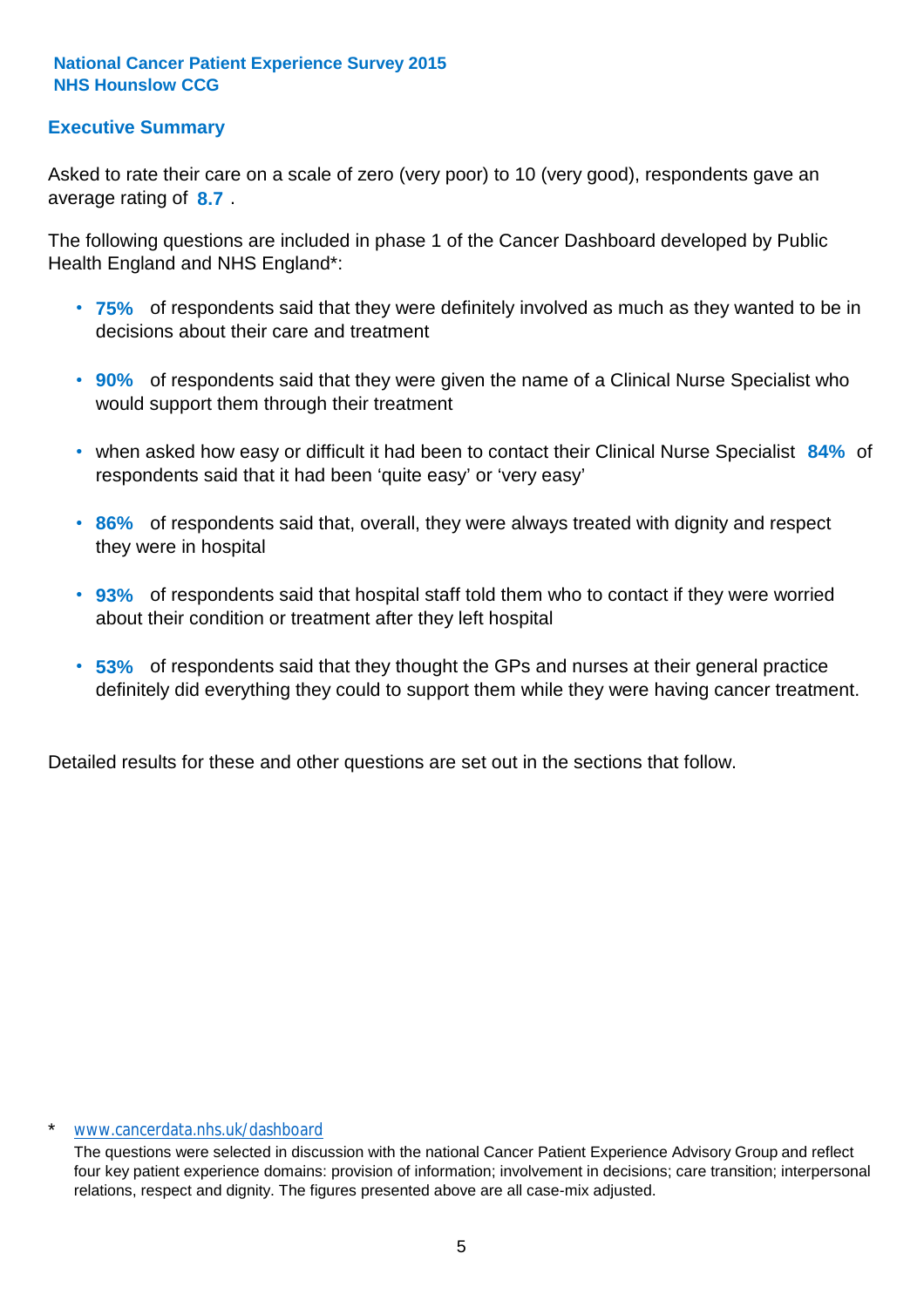**National Cancer Patient Experience Survey 2015**
**NHS Hounslow CCG**

## Executive Summary

Asked to rate their care on a scale of zero (very poor) to 10 (very good), respondents gave an average rating of **8.7** .

The following questions are included in phase 1 of the Cancer Dashboard developed by Public Health England and NHS England*:

- **75%** of respondents said that they were definitely involved as much as they wanted to be in decisions about their care and treatment
- **90%** of respondents said that they were given the name of a Clinical Nurse Specialist who would support them through their treatment
- when asked how easy or difficult it had been to contact their Clinical Nurse Specialist **84%** of respondents said that it had been 'quite easy' or 'very easy'
- **86%** of respondents said that, overall, they were always treated with dignity and respect they were in hospital
- **93%** of respondents said that hospital staff told them who to contact if they were worried about their condition or treatment after they left hospital
- **53%** of respondents said that they thought the GPs and nurses at their general practice definitely did everything they could to support them while they were having cancer treatment.

Detailed results for these and other questions are set out in the sections that follow.

\* www.cancerdata.nhs.uk/dashboard

The questions were selected in discussion with the national Cancer Patient Experience Advisory Group and reflect four key patient experience domains: provision of information; involvement in decisions; care transition; interpersonal relations, respect and dignity. The figures presented above are all case-mix adjusted.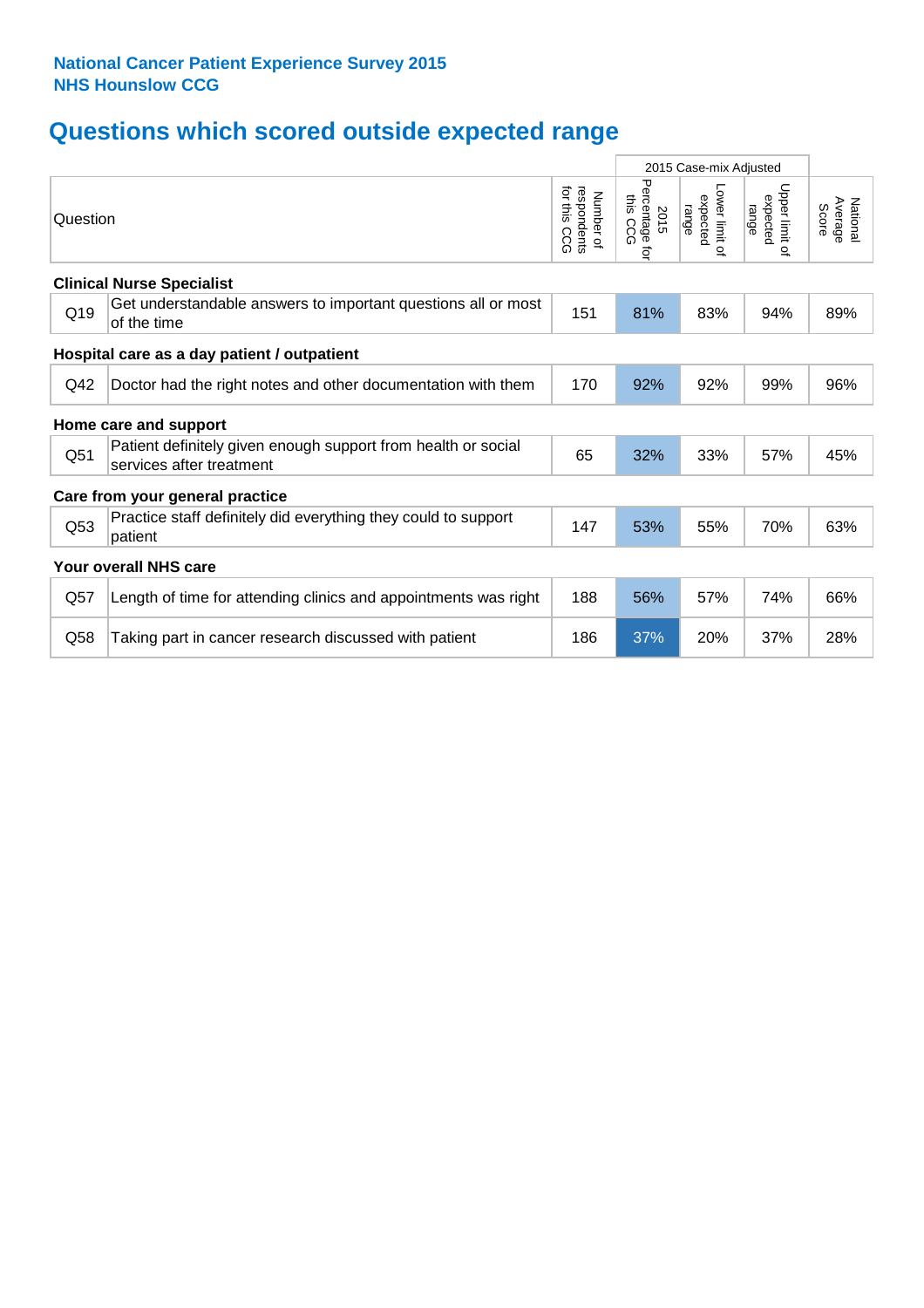**National Cancer Patient Experience Survey 2015**
**NHS Hounslow CCG**

# Questions which scored outside expected range

| | Question | Number of respondents for this CCG | 2015 Case-mix Adjusted: 2015 Percentage for this CCG | 2015 Case-mix Adjusted: Lower limit of expected range | 2015 Case-mix Adjusted: Upper limit of expected range | National Average Score |
|---|---|---|---|---|---|---|
| **Clinical Nurse Specialist** | | | | | | |
| Q19 | Get understandable answers to important questions all or most of the time | 151 | 81% | 83% | 94% | 89% |
| **Hospital care as a day patient / outpatient** | | | | | | |
| Q42 | Doctor had the right notes and other documentation with them | 170 | 92% | 92% | 99% | 96% |
| **Home care and support** | | | | | | |
| Q51 | Patient definitely given enough support from health or social services after treatment | 65 | 32% | 33% | 57% | 45% |
| **Care from your general practice** | | | | | | |
| Q53 | Practice staff definitely did everything they could to support patient | 147 | 53% | 55% | 70% | 63% |
| **Your overall NHS care** | | | | | | |
| Q57 | Length of time for attending clinics and appointments was right | 188 | 56% | 57% | 74% | 66% |
| Q58 | Taking part in cancer research discussed with patient | 186 | 37% | 20% | 37% | 28% |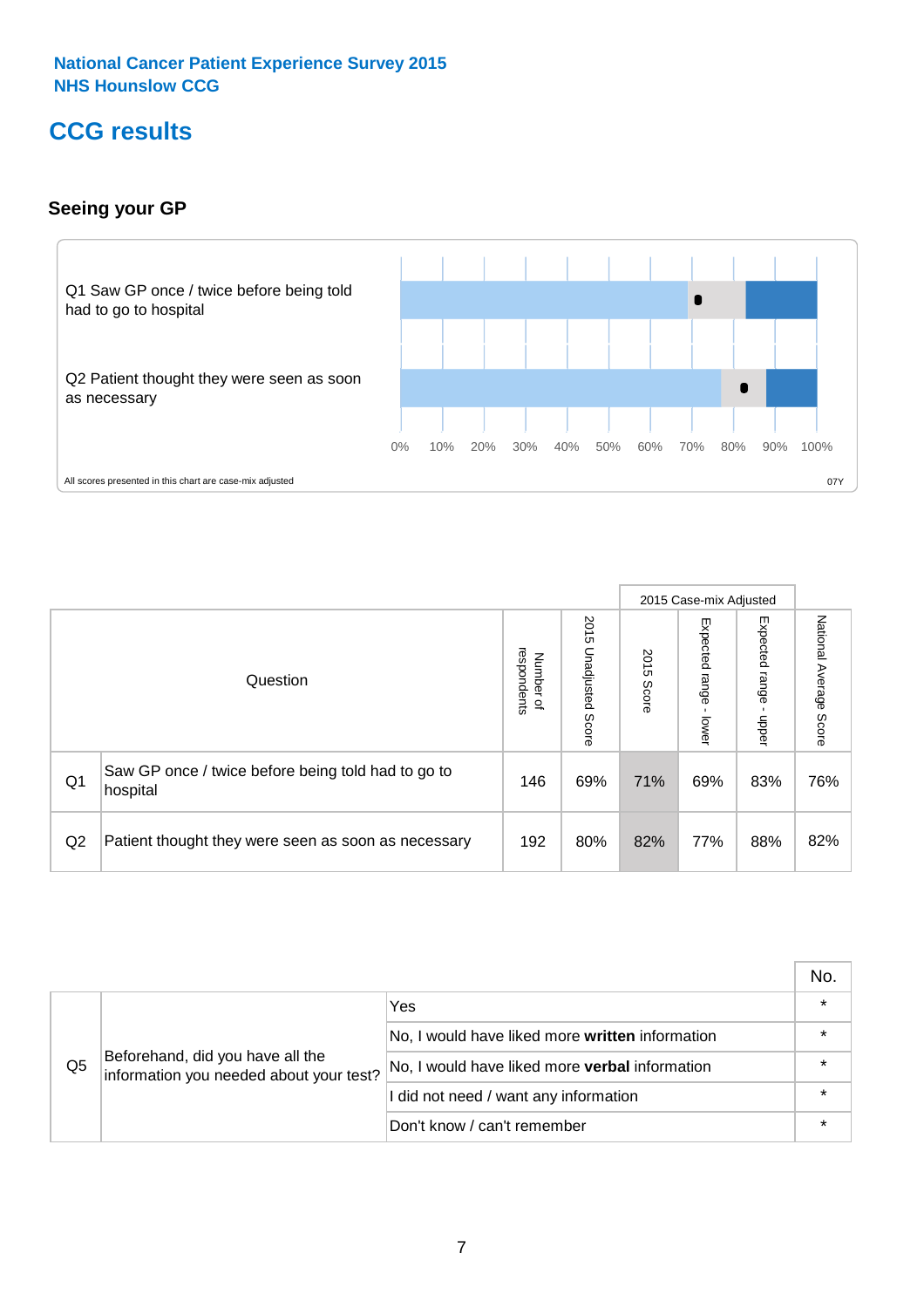National Cancer Patient Experience Survey 2015
NHS Hounslow CCG

# CCG results

## Seeing your GP

Q1 Saw GP once / twice before being told had to go to hospital

Q2 Patient thought they were seen as soon as necessary

0% 10% 20% 30% 40% 50% 60% 70% 80% 90% 100%

All scores presented in this chart are case-mix adjusted

07Y

| | Question | Number of respondents | 2015 Unadjusted Score | 2015 Case-mix Adjusted 2015 Score | 2015 Case-mix Adjusted Expected range - lower | 2015 Case-mix Adjusted Expected range - upper | National Average Score |
|---|---|---|---|---|---|---|---|
| Q1 | Saw GP once / twice before being told had to go to hospital | 146 | 69% | 71% | 69% | 83% | 76% |
| Q2 | Patient thought they were seen as soon as necessary | 192 | 80% | 82% | 77% | 88% | 82% |

| | | | No. |
|---|---|---|---|
| Q5 | Beforehand, did you have all the information you needed about your test? | Yes | * |
| | | No, I would have liked more **written** information | * |
| | | No, I would have liked more **verbal** information | * |
| | | I did not need / want any information | * |
| | | Don't know / can't remember | * |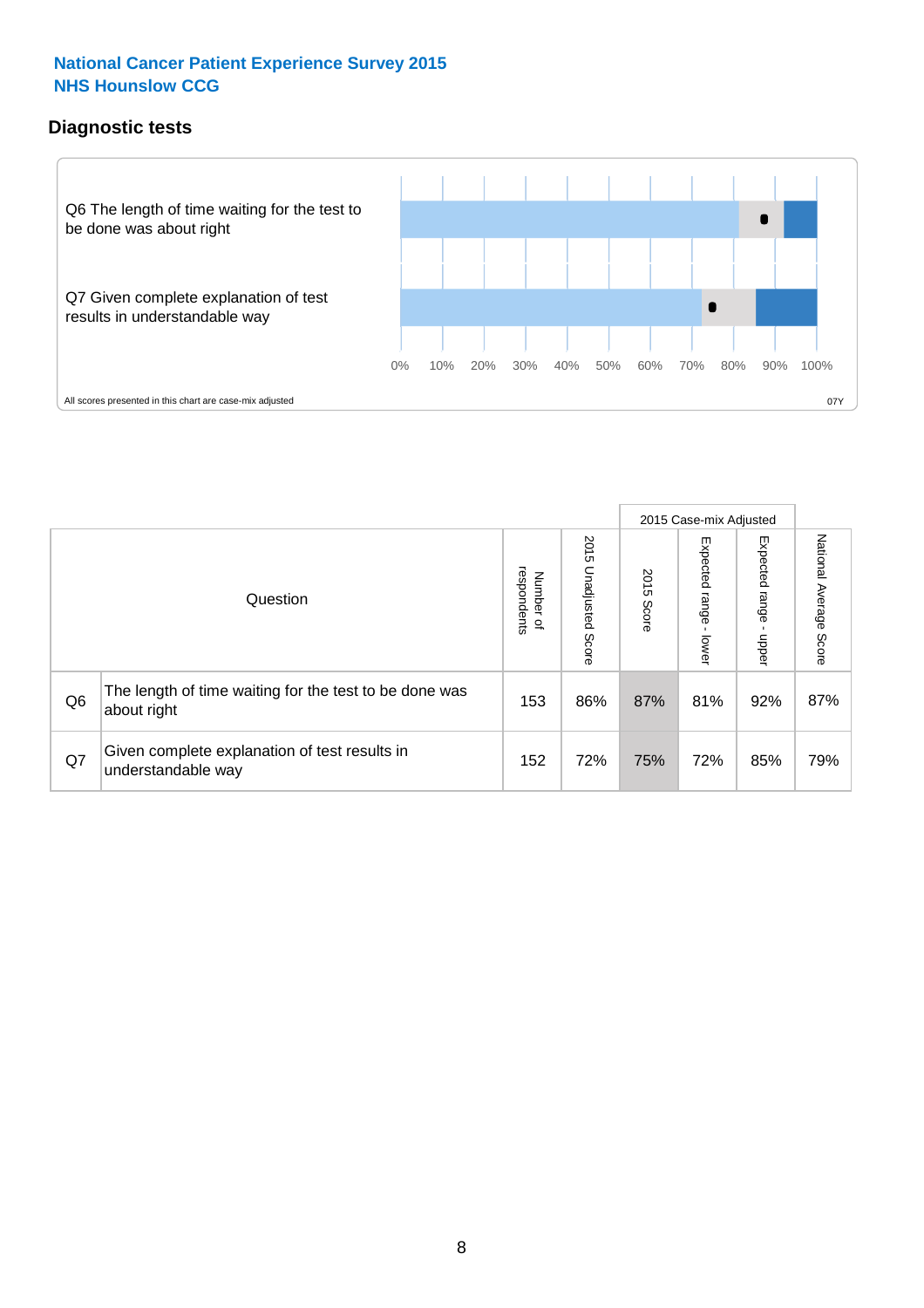National Cancer Patient Experience Survey 2015
NHS Hounslow CCG

## Diagnostic tests

Q6 The length of time waiting for the test to be done was about right

Q7 Given complete explanation of test results in understandable way

0% 10% 20% 30% 40% 50% 60% 70% 80% 90% 100%

All scores presented in this chart are case-mix adjusted

07Y

| | | | | 2015 Case-mix Adjusted | | | |
|---|---|---|---|---|---|---|---|
| Question | | Number of respondents | 2015 Unadjusted Score | 2015 Score | Expected range - lower | Expected range - upper | National Average Score |
| Q6 | The length of time waiting for the test to be done was about right | 153 | 86% | 87% | 81% | 92% | 87% |
| Q7 | Given complete explanation of test results in understandable way | 152 | 72% | 75% | 72% | 85% | 79% |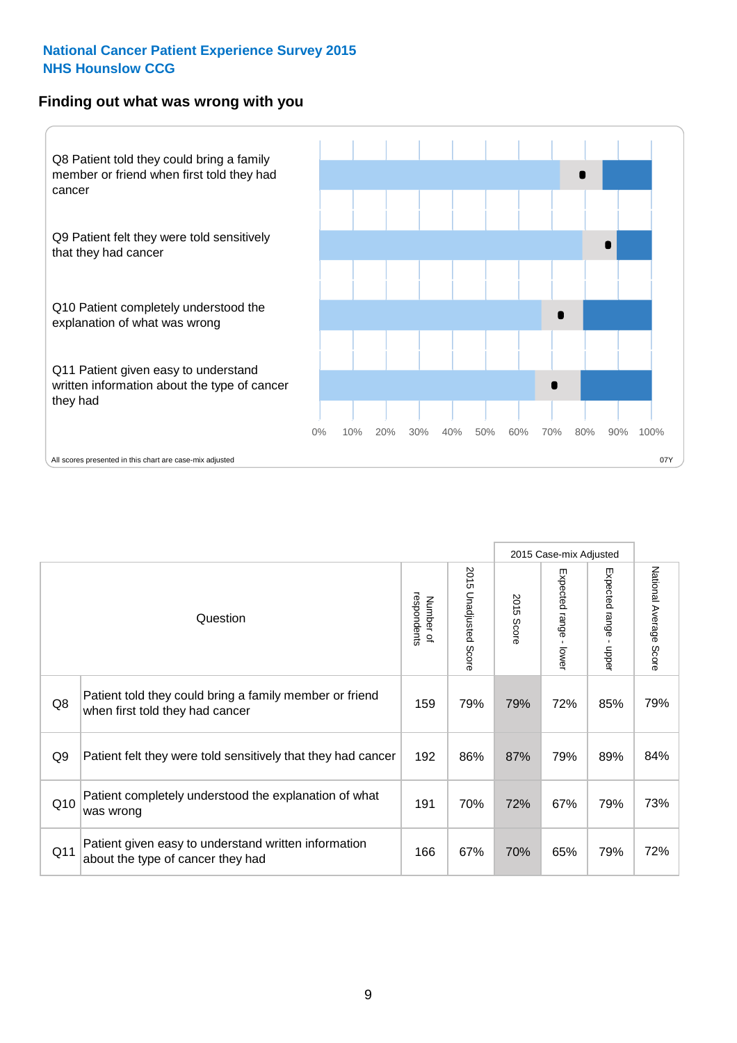National Cancer Patient Experience Survey 2015
NHS Hounslow CCG

## Finding out what was wrong with you

Q8 Patient told they could bring a family member or friend when first told they had cancer

Q9 Patient felt they were told sensitively that they had cancer

Q10 Patient completely understood the explanation of what was wrong

Q11 Patient given easy to understand written information about the type of cancer they had

0% 10% 20% 30% 40% 50% 60% 70% 80% 90% 100%

All scores presented in this chart are case-mix adjusted

07Y

| | Question | Number of respondents | 2015 Unadjusted Score | 2015 Case-mix Adjusted | | | National Average Score |
|---|---|---|---|---|---|---|---|
| | | | | 2015 Score | Expected range - lower | Expected range - upper | |
| Q8 | Patient told they could bring a family member or friend when first told they had cancer | 159 | 79% | 79% | 72% | 85% | 79% |
| Q9 | Patient felt they were told sensitively that they had cancer | 192 | 86% | 87% | 79% | 89% | 84% |
| Q10 | Patient completely understood the explanation of what was wrong | 191 | 70% | 72% | 67% | 79% | 73% |
| Q11 | Patient given easy to understand written information about the type of cancer they had | 166 | 67% | 70% | 65% | 79% | 72% |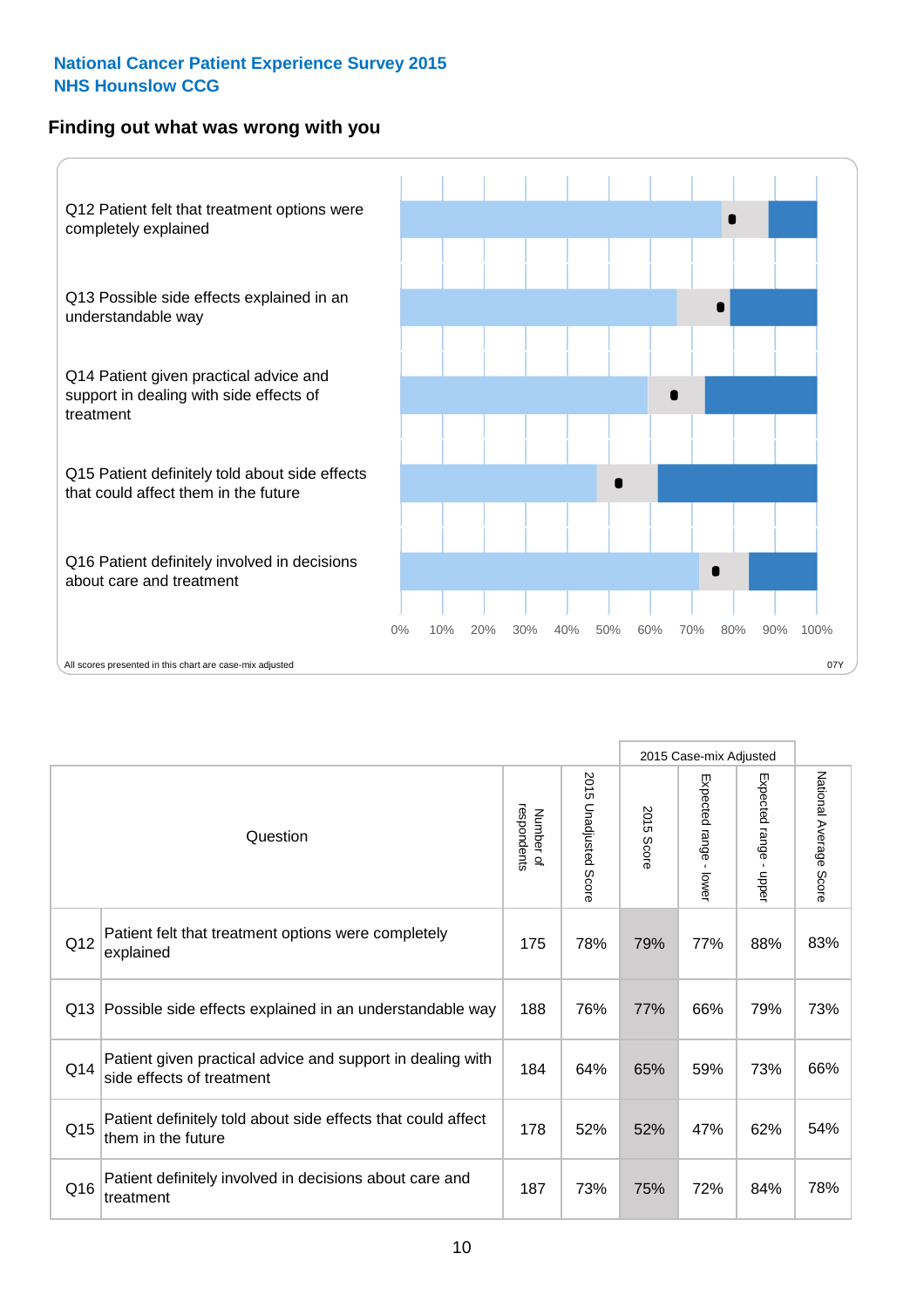National Cancer Patient Experience Survey 2015
NHS Hounslow CCG

## Finding out what was wrong with you

Q12 Patient felt that treatment options were completely explained

Q13 Possible side effects explained in an understandable way

Q14 Patient given practical advice and support in dealing with side effects of treatment

Q15 Patient definitely told about side effects that could affect them in the future

Q16 Patient definitely involved in decisions about care and treatment

0% 10% 20% 30% 40% 50% 60% 70% 80% 90% 100%

All scores presented in this chart are case-mix adjusted

07Y

| Question | | Number of respondents | 2015 Unadjusted Score | 2015 Case-mix Adjusted: 2015 Score | 2015 Case-mix Adjusted: Expected range - lower | 2015 Case-mix Adjusted: Expected range - upper | National Average Score |
|---|---|---|---|---|---|---|---|
| Q12 | Patient felt that treatment options were completely explained | 175 | 78% | 79% | 77% | 88% | 83% |
| Q13 | Possible side effects explained in an understandable way | 188 | 76% | 77% | 66% | 79% | 73% |
| Q14 | Patient given practical advice and support in dealing with side effects of treatment | 184 | 64% | 65% | 59% | 73% | 66% |
| Q15 | Patient definitely told about side effects that could affect them in the future | 178 | 52% | 52% | 47% | 62% | 54% |
| Q16 | Patient definitely involved in decisions about care and treatment | 187 | 73% | 75% | 72% | 84% | 78% |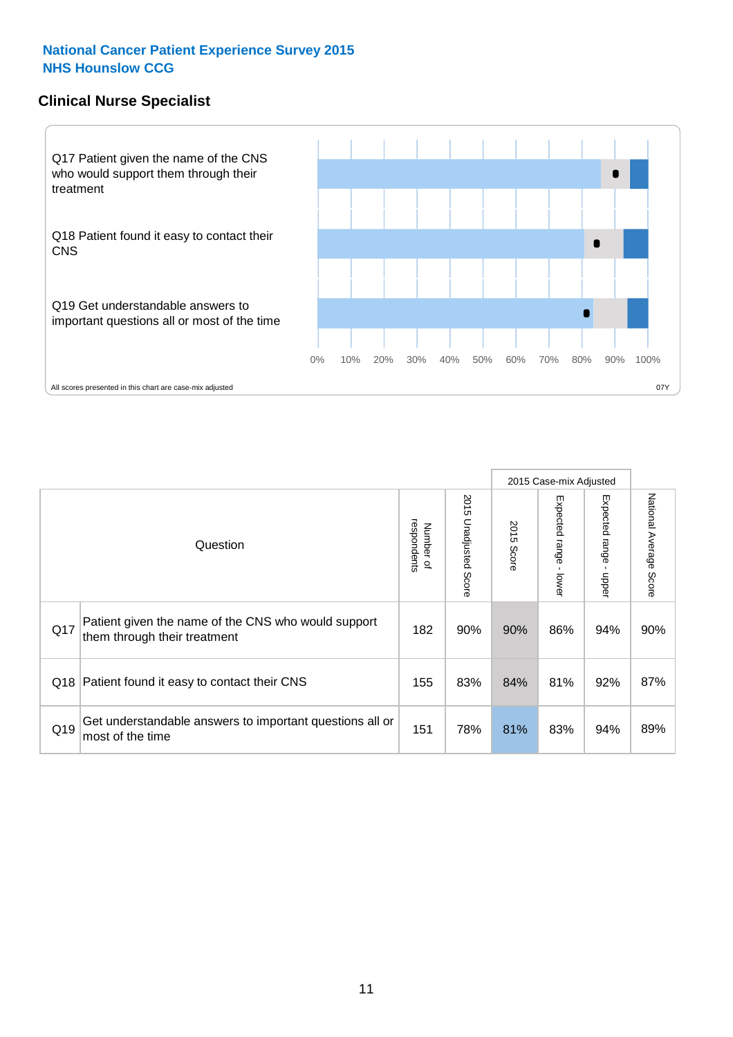National Cancer Patient Experience Survey 2015
NHS Hounslow CCG

## Clinical Nurse Specialist

Q17 Patient given the name of the CNS who would support them through their treatment

Q18 Patient found it easy to contact their CNS

Q19 Get understandable answers to important questions all or most of the time

0% 10% 20% 30% 40% 50% 60% 70% 80% 90% 100%

All scores presented in this chart are case-mix adjusted

07Y

| | Question | Number of respondents | 2015 Unadjusted Score | 2015 Case-mix Adjusted | | | National Average Score |
|---|---|---|---|---|---|---|---|
| | | | | 2015 Score | Expected range - lower | Expected range - upper | |
| Q17 | Patient given the name of the CNS who would support them through their treatment | 182 | 90% | 90% | 86% | 94% | 90% |
| Q18 | Patient found it easy to contact their CNS | 155 | 83% | 84% | 81% | 92% | 87% |
| Q19 | Get understandable answers to important questions all or most of the time | 151 | 78% | 81% | 83% | 94% | 89% |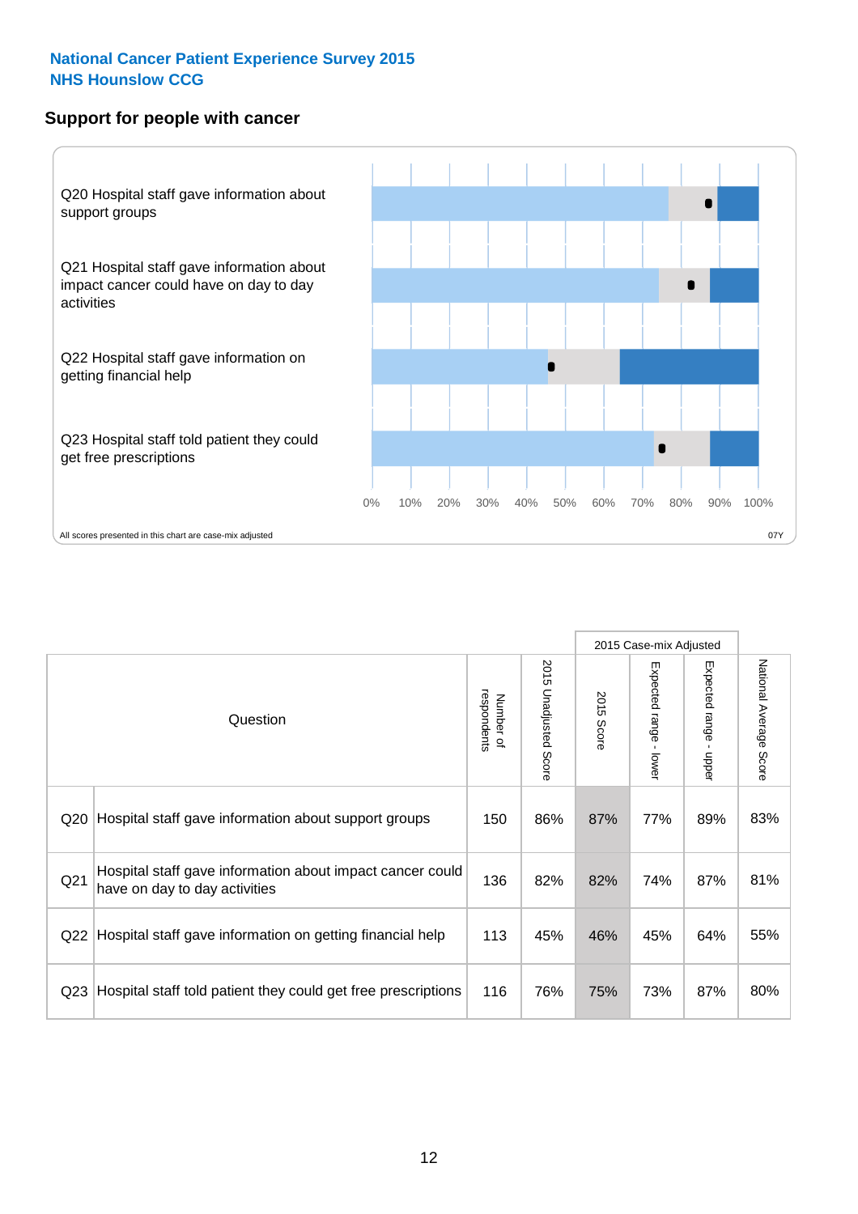**National Cancer Patient Experience Survey 2015**
**NHS Hounslow CCG**

## Support for people with cancer

Q20 Hospital staff gave information about support groups

Q21 Hospital staff gave information about impact cancer could have on day to day activities

Q22 Hospital staff gave information on getting financial help

Q23 Hospital staff told patient they could get free prescriptions

0% 10% 20% 30% 40% 50% 60% 70% 80% 90% 100%

All scores presented in this chart are case-mix adjusted

07Y

| | Question | Number of respondents | 2015 Unadjusted Score | 2015 Case-mix Adjusted | | | National Average Score |
|---|---|---|---|---|---|---|---|
| | | | | 2015 Score | Expected range - lower | Expected range - upper | |
| Q20 | Hospital staff gave information about support groups | 150 | 86% | 87% | 77% | 89% | 83% |
| Q21 | Hospital staff gave information about impact cancer could have on day to day activities | 136 | 82% | 82% | 74% | 87% | 81% |
| Q22 | Hospital staff gave information on getting financial help | 113 | 45% | 46% | 45% | 64% | 55% |
| Q23 | Hospital staff told patient they could get free prescriptions | 116 | 76% | 75% | 73% | 87% | 80% |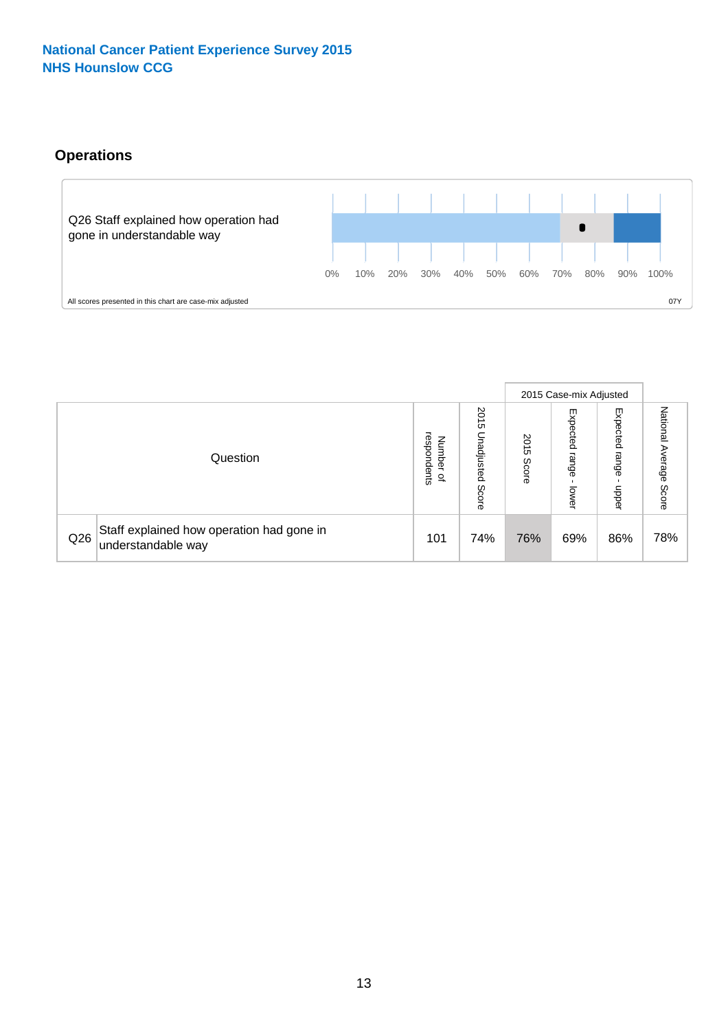National Cancer Patient Experience Survey 2015
NHS Hounslow CCG

## Operations

Q26 Staff explained how operation had gone in understandable way

0% 10% 20% 30% 40% 50% 60% 70% 80% 90% 100%

All scores presented in this chart are case-mix adjusted

07Y

| | | | | 2015 Case-mix Adjusted | | | |
|---|---|---|---|---|---|---|---|
| Question | | Number of respondents | 2015 Unadjusted Score | 2015 Score | Expected range - lower | Expected range - upper | National Average Score |
| Q26 | Staff explained how operation had gone in understandable way | 101 | 74% | 76% | 69% | 86% | 78% |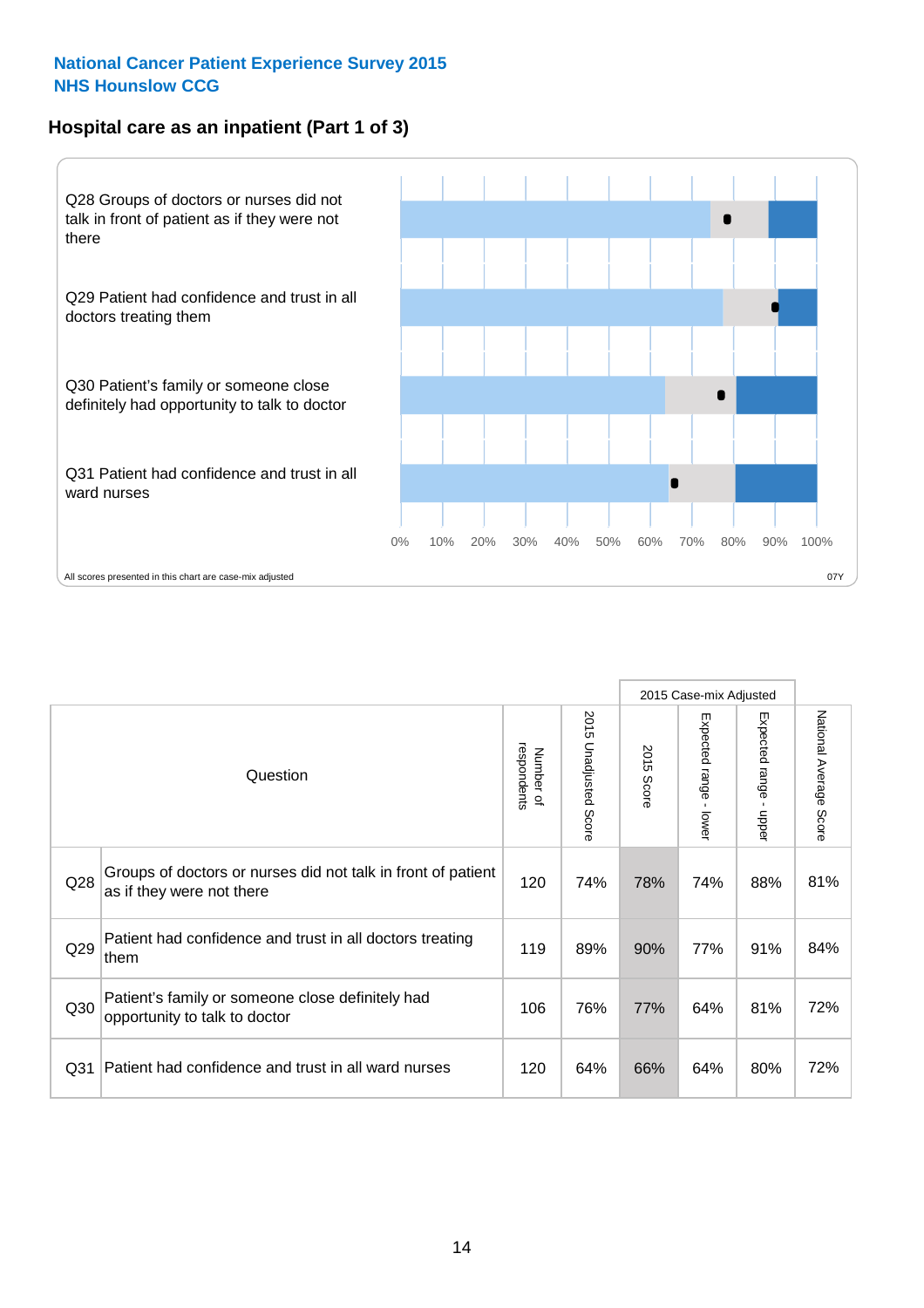National Cancer Patient Experience Survey 2015
NHS Hounslow CCG

## Hospital care as an inpatient (Part 1 of 3)

Q28 Groups of doctors or nurses did not talk in front of patient as if they were not there

Q29 Patient had confidence and trust in all doctors treating them

Q30 Patient's family or someone close definitely had opportunity to talk to doctor

Q31 Patient had confidence and trust in all ward nurses

0% 10% 20% 30% 40% 50% 60% 70% 80% 90% 100%

All scores presented in this chart are case-mix adjusted

07Y

| | | | | 2015 Case-mix Adjusted | | | |
|---|---|---|---|---|---|---|---|
| Question | | Number of respondents | 2015 Unadjusted Score | 2015 Score | Expected range - lower | Expected range - upper | National Average Score |
| Q28 | Groups of doctors or nurses did not talk in front of patient as if they were not there | 120 | 74% | 78% | 74% | 88% | 81% |
| Q29 | Patient had confidence and trust in all doctors treating them | 119 | 89% | 90% | 77% | 91% | 84% |
| Q30 | Patient's family or someone close definitely had opportunity to talk to doctor | 106 | 76% | 77% | 64% | 81% | 72% |
| Q31 | Patient had confidence and trust in all ward nurses | 120 | 64% | 66% | 64% | 80% | 72% |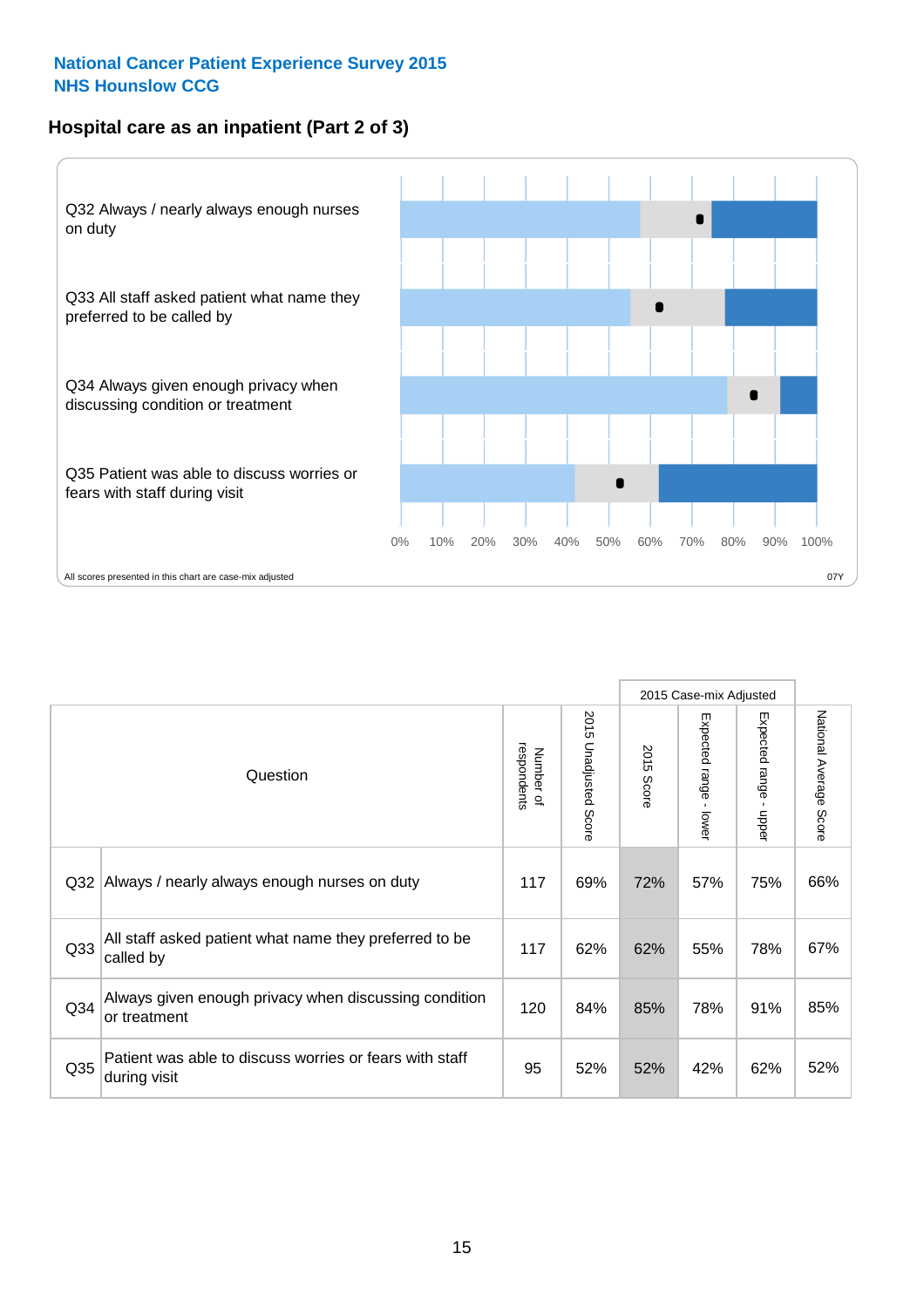National Cancer Patient Experience Survey 2015
NHS Hounslow CCG

## Hospital care as an inpatient (Part 2 of 3)

Q32 Always / nearly always enough nurses on duty

Q33 All staff asked patient what name they preferred to be called by

Q34 Always given enough privacy when discussing condition or treatment

Q35 Patient was able to discuss worries or fears with staff during visit

0% 10% 20% 30% 40% 50% 60% 70% 80% 90% 100%

All scores presented in this chart are case-mix adjusted

07Y

| Question | | Number of respondents | 2015 Unadjusted Score | 2015 Case-mix Adjusted | | | National Average Score |
|---|---|---|---|---|---|---|---|
| | | | | 2015 Score | Expected range - lower | Expected range - upper | |
| Q32 | Always / nearly always enough nurses on duty | 117 | 69% | 72% | 57% | 75% | 66% |
| Q33 | All staff asked patient what name they preferred to be called by | 117 | 62% | 62% | 55% | 78% | 67% |
| Q34 | Always given enough privacy when discussing condition or treatment | 120 | 84% | 85% | 78% | 91% | 85% |
| Q35 | Patient was able to discuss worries or fears with staff during visit | 95 | 52% | 52% | 42% | 62% | 52% |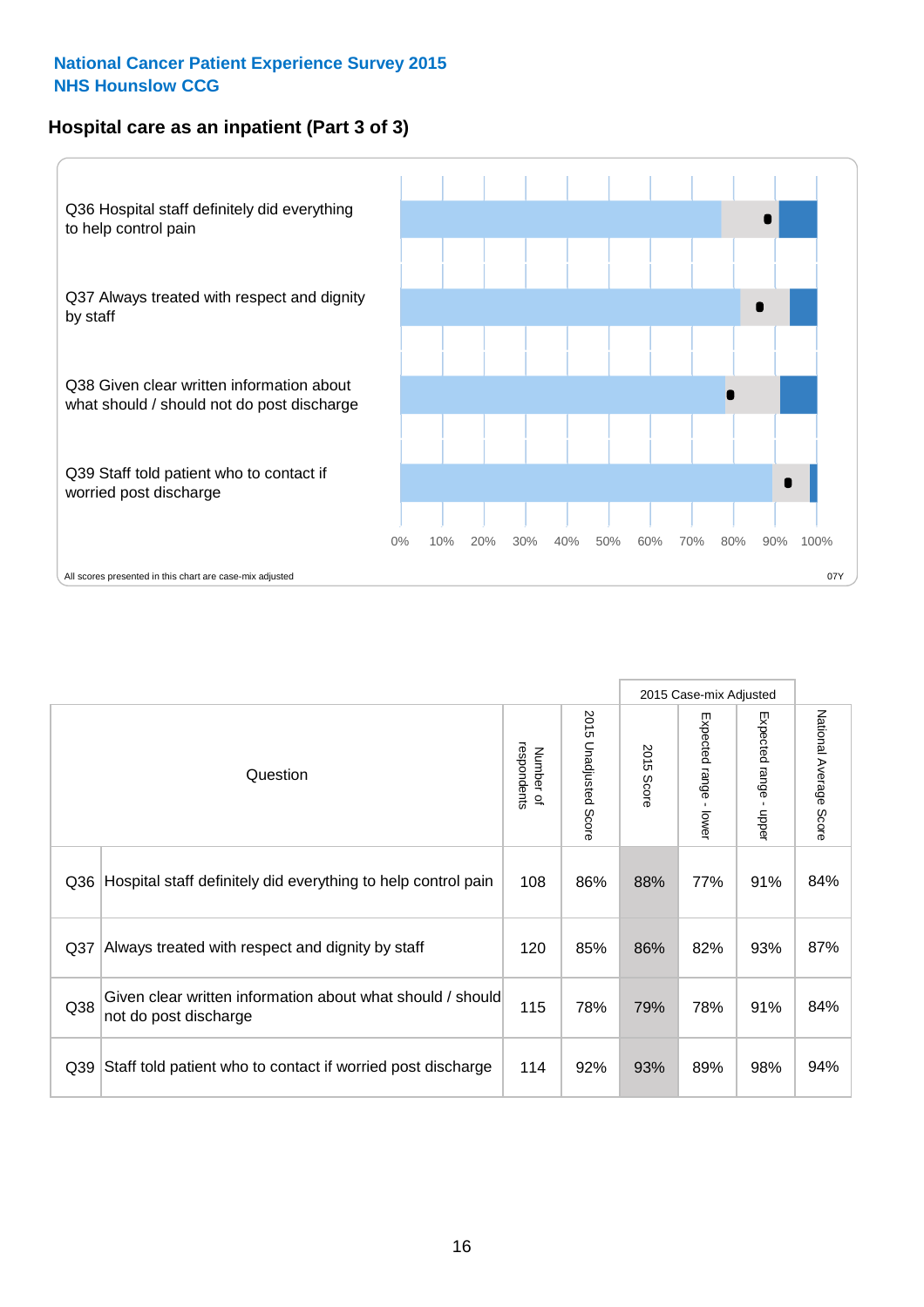National Cancer Patient Experience Survey 2015
NHS Hounslow CCG

## Hospital care as an inpatient (Part 3 of 3)

Q36 Hospital staff definitely did everything to help control pain

Q37 Always treated with respect and dignity by staff

Q38 Given clear written information about what should / should not do post discharge

Q39 Staff told patient who to contact if worried post discharge

0% 10% 20% 30% 40% 50% 60% 70% 80% 90% 100%

All scores presented in this chart are case-mix adjusted

07Y

| Question | | Number of respondents | 2015 Unadjusted Score | 2015 Case-mix Adjusted | | | National Average Score |
|---|---|---|---|---|---|---|---|
| | | | | 2015 Score | Expected range - lower | Expected range - upper | |
| Q36 | Hospital staff definitely did everything to help control pain | 108 | 86% | 88% | 77% | 91% | 84% |
| Q37 | Always treated with respect and dignity by staff | 120 | 85% | 86% | 82% | 93% | 87% |
| Q38 | Given clear written information about what should / should not do post discharge | 115 | 78% | 79% | 78% | 91% | 84% |
| Q39 | Staff told patient who to contact if worried post discharge | 114 | 92% | 93% | 89% | 98% | 94% |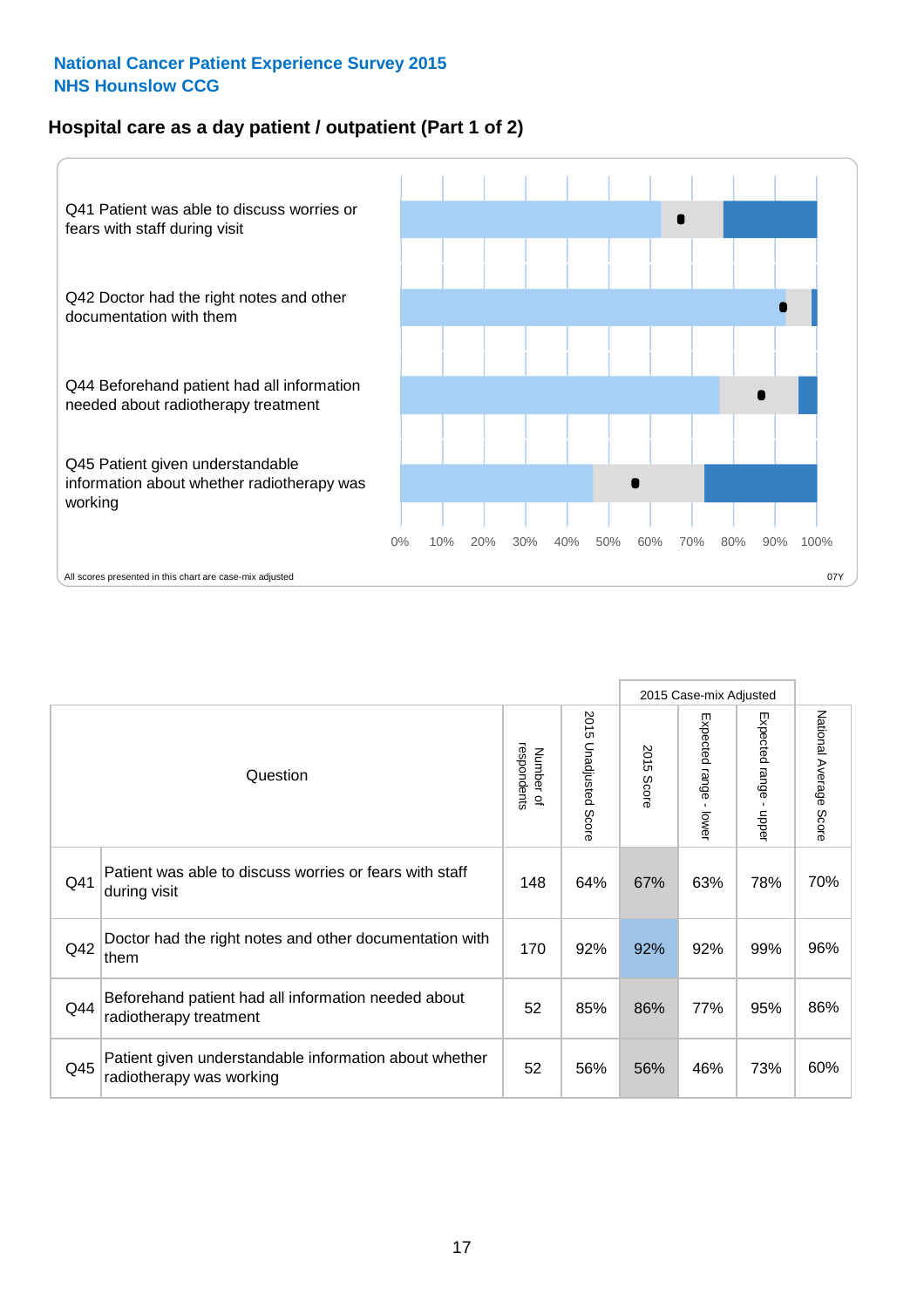**National Cancer Patient Experience Survey 2015**
**NHS Hounslow CCG**

## Hospital care as a day patient / outpatient (Part 1 of 2)

Q41 Patient was able to discuss worries or fears with staff during visit

Q42 Doctor had the right notes and other documentation with them

Q44 Beforehand patient had all information needed about radiotherapy treatment

Q45 Patient given understandable information about whether radiotherapy was working

0% 10% 20% 30% 40% 50% 60% 70% 80% 90% 100%

All scores presented in this chart are case-mix adjusted

07Y

| Question | | Number of respondents | 2015 Unadjusted Score | 2015 Case-mix Adjusted | | | National Average Score |
|---|---|---|---|---|---|---|---|
| | | | | 2015 Score | Expected range - lower | Expected range - upper | |
| Q41 | Patient was able to discuss worries or fears with staff during visit | 148 | 64% | 67% | 63% | 78% | 70% |
| Q42 | Doctor had the right notes and other documentation with them | 170 | 92% | 92% | 92% | 99% | 96% |
| Q44 | Beforehand patient had all information needed about radiotherapy treatment | 52 | 85% | 86% | 77% | 95% | 86% |
| Q45 | Patient given understandable information about whether radiotherapy was working | 52 | 56% | 56% | 46% | 73% | 60% |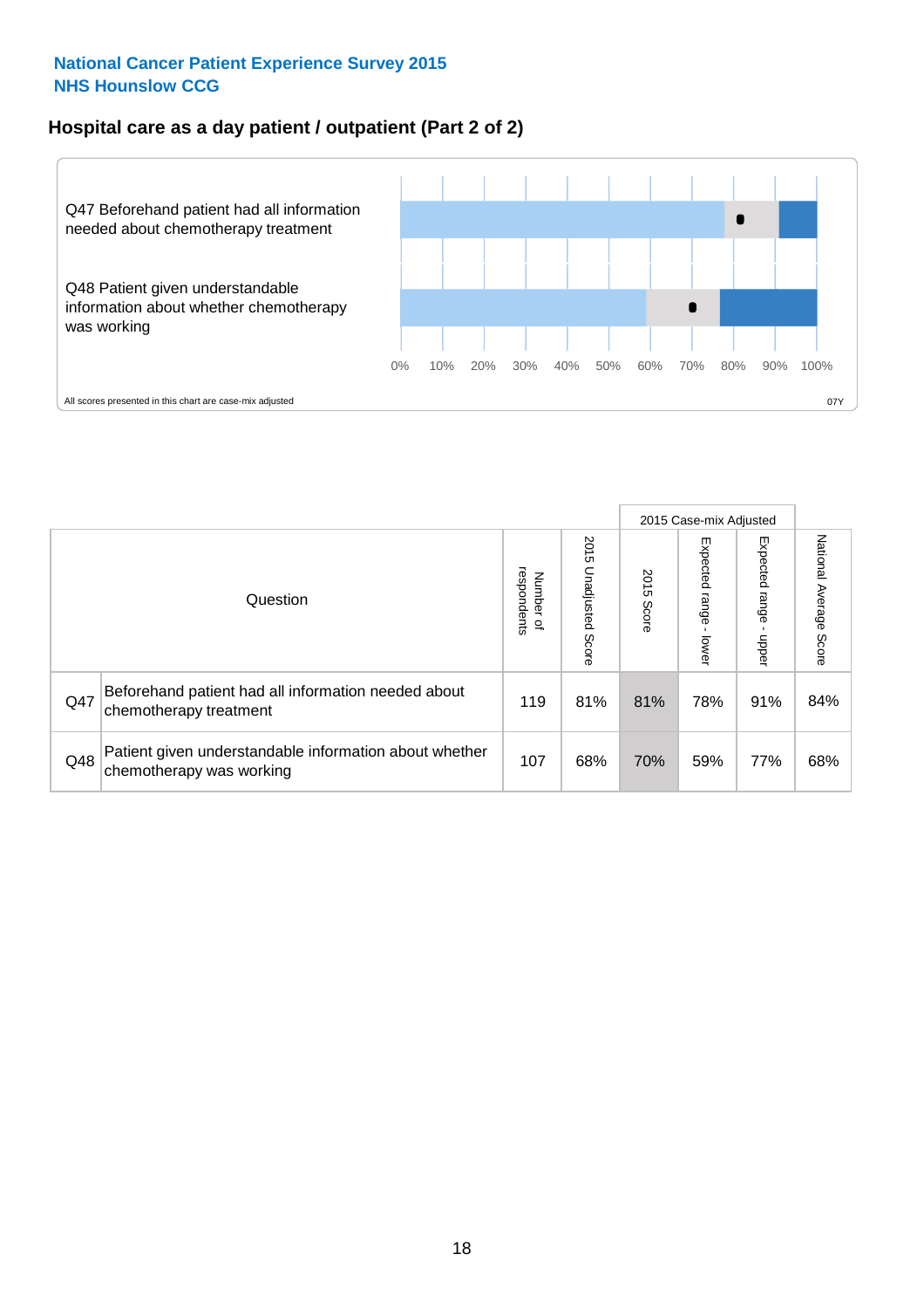**National Cancer Patient Experience Survey 2015**
**NHS Hounslow CCG**

## Hospital care as a day patient / outpatient (Part 2 of 2)

Q47 Beforehand patient had all information needed about chemotherapy treatment

Q48 Patient given understandable information about whether chemotherapy was working

0% 10% 20% 30% 40% 50% 60% 70% 80% 90% 100%

All scores presented in this chart are case-mix adjusted

07Y

| Question | | Number of respondents | 2015 Unadjusted Score | 2015 Case-mix Adjusted 2015 Score | Expected range - lower | Expected range - upper | National Average Score |
|---|---|---|---|---|---|---|---|
| Q47 | Beforehand patient had all information needed about chemotherapy treatment | 119 | 81% | 81% | 78% | 91% | 84% |
| Q48 | Patient given understandable information about whether chemotherapy was working | 107 | 68% | 70% | 59% | 77% | 68% |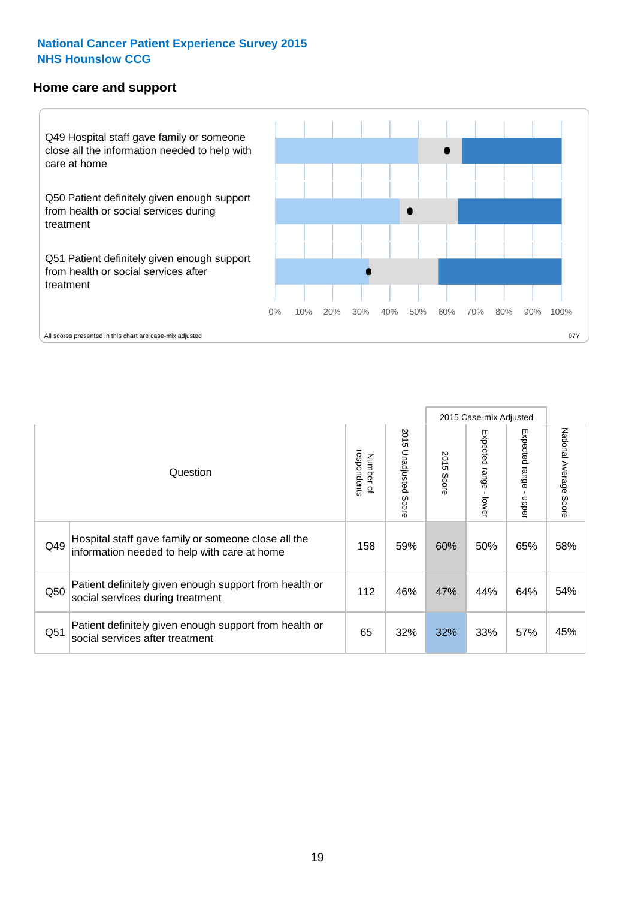**National Cancer Patient Experience Survey 2015**
**NHS Hounslow CCG**

## Home care and support

Q49 Hospital staff gave family or someone close all the information needed to help with care at home

Q50 Patient definitely given enough support from health or social services during treatment

Q51 Patient definitely given enough support from health or social services after treatment

0% 10% 20% 30% 40% 50% 60% 70% 80% 90% 100%

All scores presented in this chart are case-mix adjusted

07Y

| Question | | Number of respondents | 2015 Unadjusted Score | 2015 Case-mix Adjusted: 2015 Score | 2015 Case-mix Adjusted: Expected range - lower | 2015 Case-mix Adjusted: Expected range - upper | National Average Score |
|---|---|---|---|---|---|---|---|
| Q49 | Hospital staff gave family or someone close all the information needed to help with care at home | 158 | 59% | 60% | 50% | 65% | 58% |
| Q50 | Patient definitely given enough support from health or social services during treatment | 112 | 46% | 47% | 44% | 64% | 54% |
| Q51 | Patient definitely given enough support from health or social services after treatment | 65 | 32% | 32% | 33% | 57% | 45% |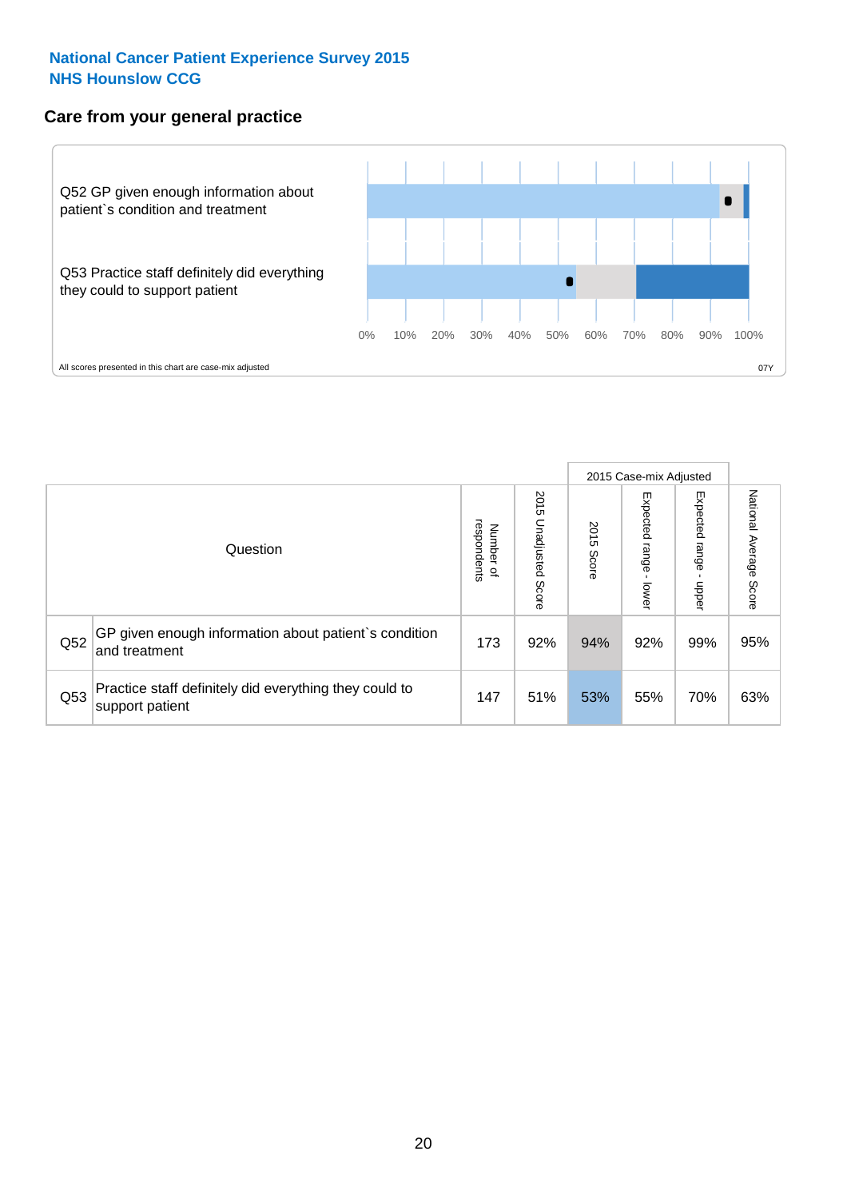National Cancer Patient Experience Survey 2015
NHS Hounslow CCG

## Care from your general practice

Q52 GP given enough information about patient`s condition and treatment

Q53 Practice staff definitely did everything they could to support patient

0% 10% 20% 30% 40% 50% 60% 70% 80% 90% 100%

All scores presented in this chart are case-mix adjusted

07Y

| Question | | Number of respondents | 2015 Unadjusted Score | 2015 Case-mix Adjusted: 2015 Score | 2015 Case-mix Adjusted: Expected range - lower | 2015 Case-mix Adjusted: Expected range - upper | National Average Score |
|---|---|---|---|---|---|---|---|
| Q52 | GP given enough information about patient`s condition and treatment | 173 | 92% | 94% | 92% | 99% | 95% |
| Q53 | Practice staff definitely did everything they could to support patient | 147 | 51% | 53% | 55% | 70% | 63% |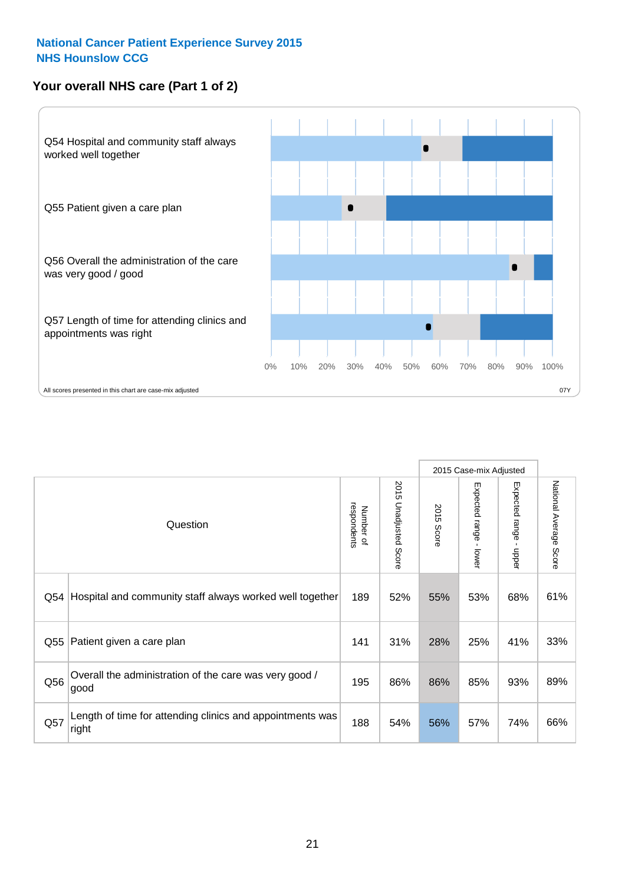National Cancer Patient Experience Survey 2015
NHS Hounslow CCG

## Your overall NHS care (Part 1 of 2)

Q54 Hospital and community staff always worked well together

Q55 Patient given a care plan

Q56 Overall the administration of the care was very good / good

Q57 Length of time for attending clinics and appointments was right

0% 10% 20% 30% 40% 50% 60% 70% 80% 90% 100%

All scores presented in this chart are case-mix adjusted

07Y

| Question | | Number of respondents | 2015 Unadjusted Score | 2015 Case-mix Adjusted | | | National Average Score |
|---|---|---|---|---|---|---|---|
| | | | | 2015 Score | Expected range - lower | Expected range - upper | |
| Q54 | Hospital and community staff always worked well together | 189 | 52% | 55% | 53% | 68% | 61% |
| Q55 | Patient given a care plan | 141 | 31% | 28% | 25% | 41% | 33% |
| Q56 | Overall the administration of the care was very good / good | 195 | 86% | 86% | 85% | 93% | 89% |
| Q57 | Length of time for attending clinics and appointments was right | 188 | 54% | 56% | 57% | 74% | 66% |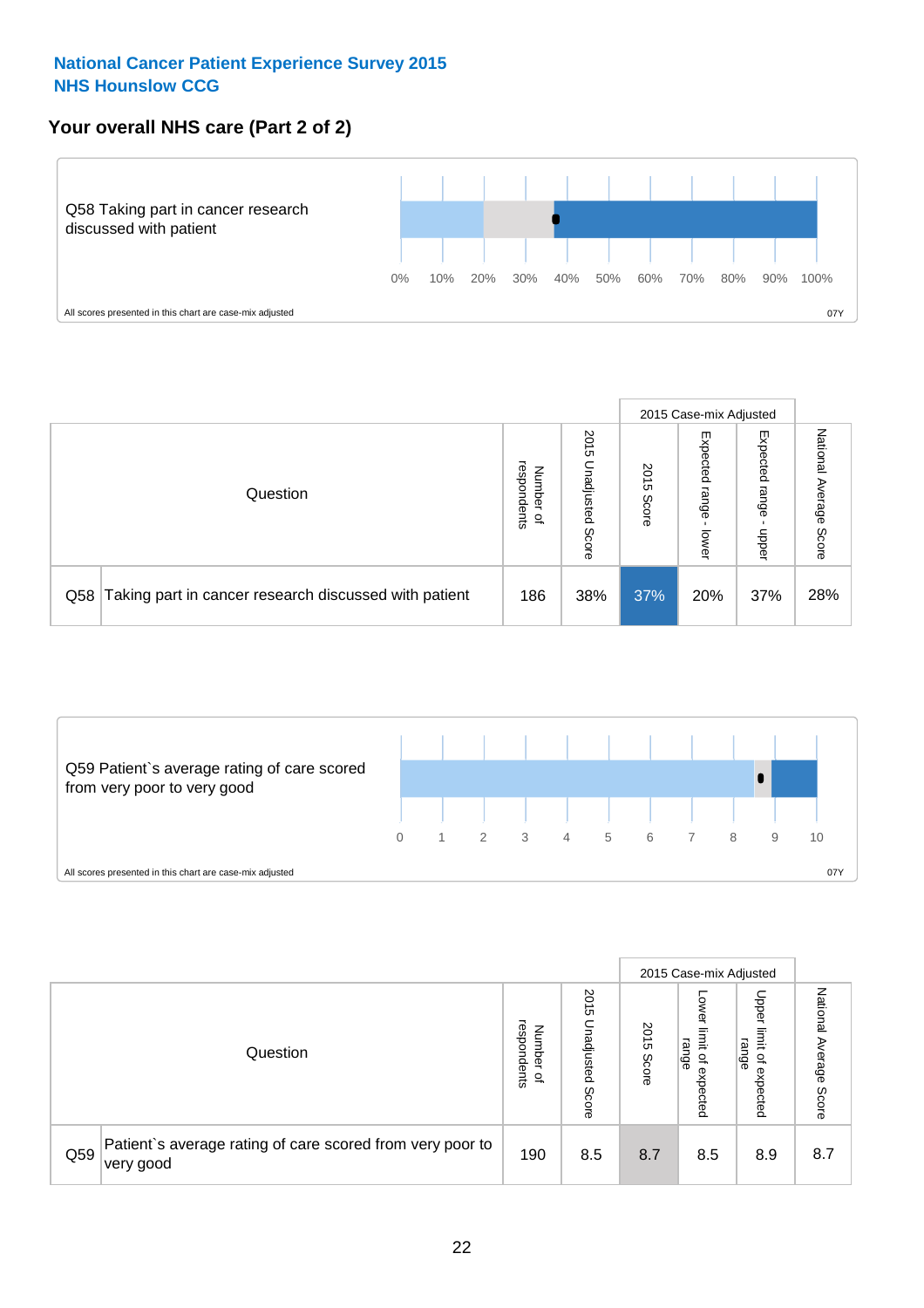## National Cancer Patient Experience Survey 2015
## NHS Hounslow CCG

### Your overall NHS care (Part 2 of 2)

Q58 Taking part in cancer research discussed with patient

0% 10% 20% 30% 40% 50% 60% 70% 80% 90% 100%

All scores presented in this chart are case-mix adjusted

07Y

| Question | | Number of respondents | 2015 Unadjusted Score | 2015 Case-mix Adjusted | | | National Average Score |
|---|---|---|---|---|---|---|---|
| | | | | 2015 Score | Expected range - lower | Expected range - upper | |
| Q58 | Taking part in cancer research discussed with patient | 186 | 38% | 37% | 20% | 37% | 28% |

Q59 Patient`s average rating of care scored from very poor to very good

0 1 2 3 4 5 6 7 8 9 10

All scores presented in this chart are case-mix adjusted

07Y

| Question | | Number of respondents | 2015 Unadjusted Score | 2015 Case-mix Adjusted | | | National Average Score |
|---|---|---|---|---|---|---|---|
| | | | | 2015 Score | Lower limit of expected range | Upper limit of expected range | |
| Q59 | Patient`s average rating of care scored from very poor to very good | 190 | 8.5 | 8.7 | 8.5 | 8.9 | 8.7 |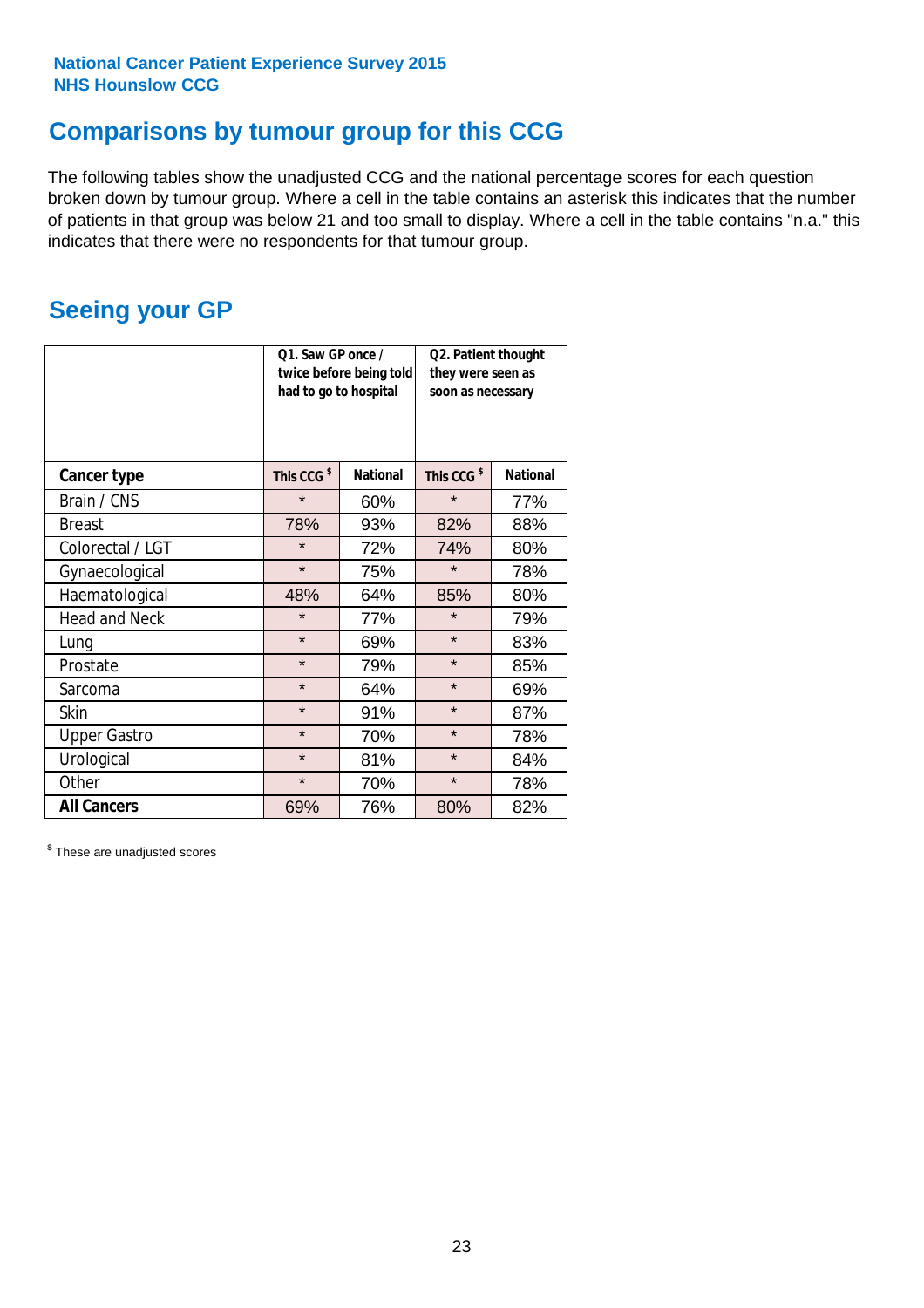National Cancer Patient Experience Survey 2015
NHS Hounslow CCG

# Comparisons by tumour group for this CCG

The following tables show the unadjusted CCG and the national percentage scores for each question broken down by tumour group. Where a cell in the table contains an asterisk this indicates that the number of patients in that group was below 21 and too small to display. Where a cell in the table contains "n.a." this indicates that there were no respondents for that tumour group.

## Seeing your GP

| | Q1. Saw GP once / twice before being told had to go to hospital | | Q2. Patient thought they were seen as soon as necessary | |
|---|---|---|---|---|
| **Cancer type** | This CCG $ | National | This CCG $ | National |
| Brain / CNS | * | 60% | * | 77% |
| Breast | 78% | 93% | 82% | 88% |
| Colorectal / LGT | * | 72% | 74% | 80% |
| Gynaecological | * | 75% | * | 78% |
| Haematological | 48% | 64% | 85% | 80% |
| Head and Neck | * | 77% | * | 79% |
| Lung | * | 69% | * | 83% |
| Prostate | * | 79% | * | 85% |
| Sarcoma | * | 64% | * | 69% |
| Skin | * | 91% | * | 87% |
| Upper Gastro | * | 70% | * | 78% |
| Urological | * | 81% | * | 84% |
| Other | * | 70% | * | 78% |
| **All Cancers** | 69% | 76% | 80% | 82% |

$ These are unadjusted scores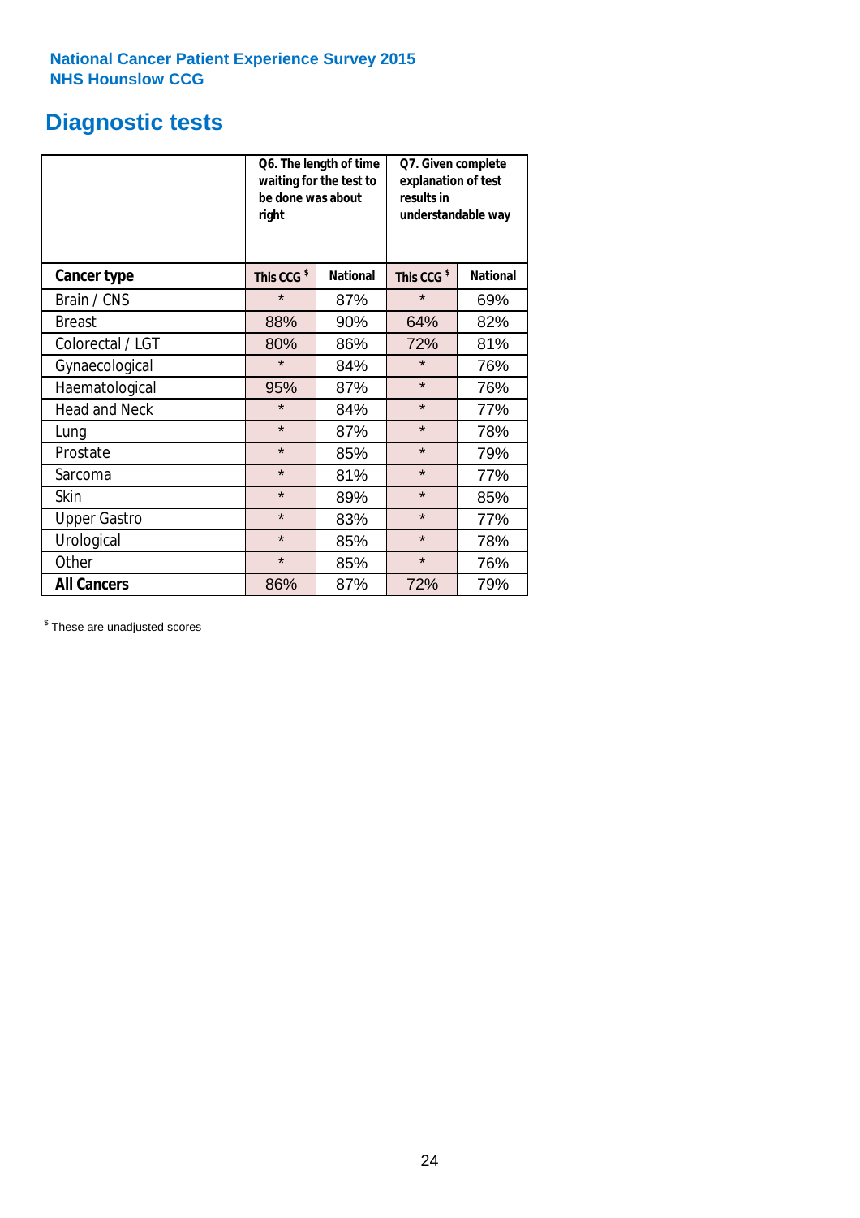**National Cancer Patient Experience Survey 2015**
**NHS Hounslow CCG**

# Diagnostic tests

| | Q6. The length of time waiting for the test to be done was about right | | Q7. Given complete explanation of test results in understandable way | |
|---|---|---|---|---|
| **Cancer type** | **This CCG $** | **National** | **This CCG $** | **National** |
| Brain / CNS | * | 87% | * | 69% |
| Breast | 88% | 90% | 64% | 82% |
| Colorectal / LGT | 80% | 86% | 72% | 81% |
| Gynaecological | * | 84% | * | 76% |
| Haematological | 95% | 87% | * | 76% |
| Head and Neck | * | 84% | * | 77% |
| Lung | * | 87% | * | 78% |
| Prostate | * | 85% | * | 79% |
| Sarcoma | * | 81% | * | 77% |
| Skin | * | 89% | * | 85% |
| Upper Gastro | * | 83% | * | 77% |
| Urological | * | 85% | * | 78% |
| Other | * | 85% | * | 76% |
| **All Cancers** | 86% | 87% | 72% | 79% |

$ These are unadjusted scores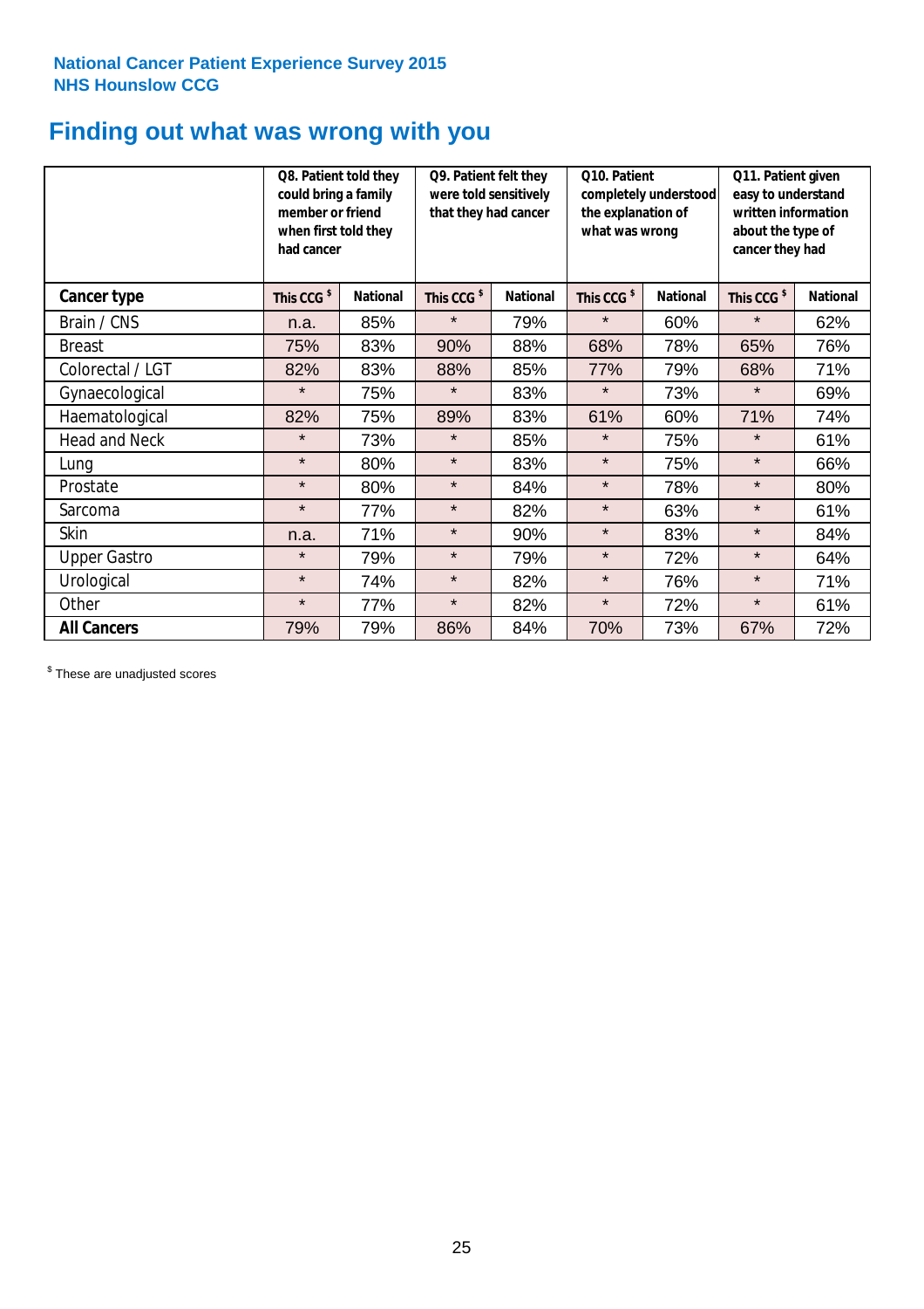National Cancer Patient Experience Survey 2015
NHS Hounslow CCG

# Finding out what was wrong with you

| | Q8. Patient told they could bring a family member or friend when first told they had cancer | | Q9. Patient felt they were told sensitively that they had cancer | | Q10. Patient completely understood the explanation of what was wrong | | Q11. Patient given easy to understand written information about the type of cancer they had | |
|---|---|---|---|---|---|---|---|---|
| **Cancer type** | This CCG $ | National | This CCG $ | National | This CCG $ | National | This CCG $ | National |
| Brain / CNS | n.a. | 85% | * | 79% | * | 60% | * | 62% |
| Breast | 75% | 83% | 90% | 88% | 68% | 78% | 65% | 76% |
| Colorectal / LGT | 82% | 83% | 88% | 85% | 77% | 79% | 68% | 71% |
| Gynaecological | * | 75% | * | 83% | * | 73% | * | 69% |
| Haematological | 82% | 75% | 89% | 83% | 61% | 60% | 71% | 74% |
| Head and Neck | * | 73% | * | 85% | * | 75% | * | 61% |
| Lung | * | 80% | * | 83% | * | 75% | * | 66% |
| Prostate | * | 80% | * | 84% | * | 78% | * | 80% |
| Sarcoma | * | 77% | * | 82% | * | 63% | * | 61% |
| Skin | n.a. | 71% | * | 90% | * | 83% | * | 84% |
| Upper Gastro | * | 79% | * | 79% | * | 72% | * | 64% |
| Urological | * | 74% | * | 82% | * | 76% | * | 71% |
| Other | * | 77% | * | 82% | * | 72% | * | 61% |
| **All Cancers** | 79% | 79% | 86% | 84% | 70% | 73% | 67% | 72% |

$ These are unadjusted scores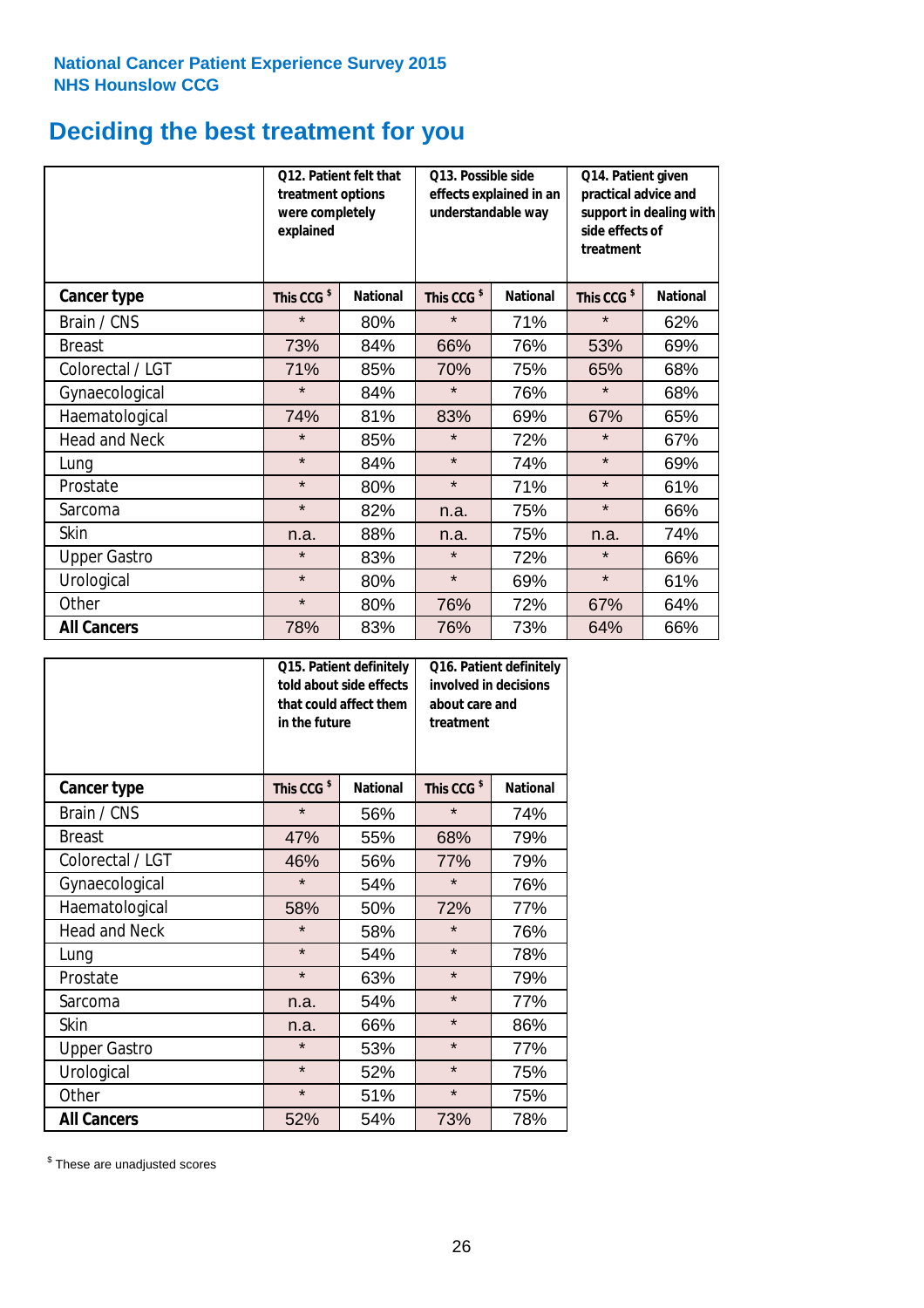**National Cancer Patient Experience Survey 2015**
**NHS Hounslow CCG**

# Deciding the best treatment for you

| | Q12. Patient felt that treatment options were completely explained | | Q13. Possible side effects explained in an understandable way | | Q14. Patient given practical advice and support in dealing with side effects of treatment | |
|---|---|---|---|---|---|---|
| **Cancer type** | **This CCG $** | **National** | **This CCG $** | **National** | **This CCG $** | **National** |
| Brain / CNS | * | 80% | * | 71% | * | 62% |
| Breast | 73% | 84% | 66% | 76% | 53% | 69% |
| Colorectal / LGT | 71% | 85% | 70% | 75% | 65% | 68% |
| Gynaecological | * | 84% | * | 76% | * | 68% |
| Haematological | 74% | 81% | 83% | 69% | 67% | 65% |
| Head and Neck | * | 85% | * | 72% | * | 67% |
| Lung | * | 84% | * | 74% | * | 69% |
| Prostate | * | 80% | * | 71% | * | 61% |
| Sarcoma | * | 82% | n.a. | 75% | * | 66% |
| Skin | n.a. | 88% | n.a. | 75% | n.a. | 74% |
| Upper Gastro | * | 83% | * | 72% | * | 66% |
| Urological | * | 80% | * | 69% | * | 61% |
| Other | * | 80% | 76% | 72% | 67% | 64% |
| **All Cancers** | 78% | 83% | 76% | 73% | 64% | 66% |

| | Q15. Patient definitely told about side effects that could affect them in the future | | Q16. Patient definitely involved in decisions about care and treatment | |
|---|---|---|---|---|
| **Cancer type** | **This CCG $** | **National** | **This CCG $** | **National** |
| Brain / CNS | * | 56% | * | 74% |
| Breast | 47% | 55% | 68% | 79% |
| Colorectal / LGT | 46% | 56% | 77% | 79% |
| Gynaecological | * | 54% | * | 76% |
| Haematological | 58% | 50% | 72% | 77% |
| Head and Neck | * | 58% | * | 76% |
| Lung | * | 54% | * | 78% |
| Prostate | * | 63% | * | 79% |
| Sarcoma | n.a. | 54% | * | 77% |
| Skin | n.a. | 66% | * | 86% |
| Upper Gastro | * | 53% | * | 77% |
| Urological | * | 52% | * | 75% |
| Other | * | 51% | * | 75% |
| **All Cancers** | 52% | 54% | 73% | 78% |

$ These are unadjusted scores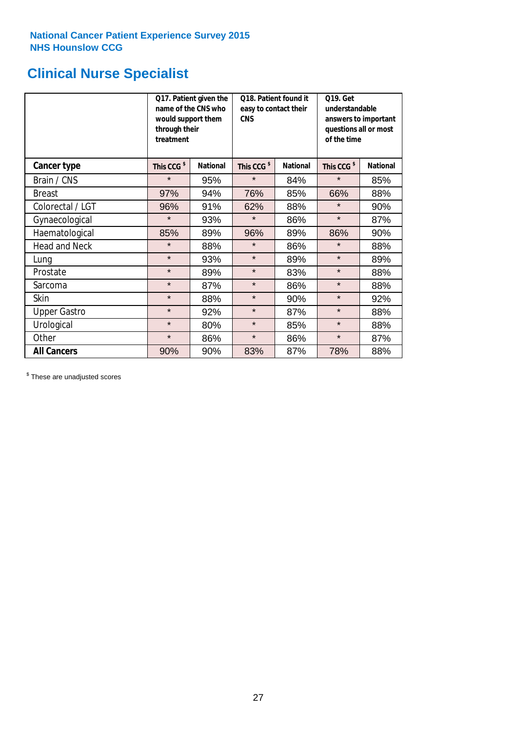**National Cancer Patient Experience Survey 2015**
**NHS Hounslow CCG**

# Clinical Nurse Specialist

| | Q17. Patient given the name of the CNS who would support them through their treatment | | Q18. Patient found it easy to contact their CNS | | Q19. Get understandable answers to important questions all or most of the time | |
|---|---|---|---|---|---|---|
| **Cancer type** | **This CCG $** | **National** | **This CCG $** | **National** | **This CCG $** | **National** |
| Brain / CNS | * | 95% | * | 84% | * | 85% |
| Breast | 97% | 94% | 76% | 85% | 66% | 88% |
| Colorectal / LGT | 96% | 91% | 62% | 88% | * | 90% |
| Gynaecological | * | 93% | * | 86% | * | 87% |
| Haematological | 85% | 89% | 96% | 89% | 86% | 90% |
| Head and Neck | * | 88% | * | 86% | * | 88% |
| Lung | * | 93% | * | 89% | * | 89% |
| Prostate | * | 89% | * | 83% | * | 88% |
| Sarcoma | * | 87% | * | 86% | * | 88% |
| Skin | * | 88% | * | 90% | * | 92% |
| Upper Gastro | * | 92% | * | 87% | * | 88% |
| Urological | * | 80% | * | 85% | * | 88% |
| Other | * | 86% | * | 86% | * | 87% |
| **All Cancers** | 90% | 90% | 83% | 87% | 78% | 88% |

$ These are unadjusted scores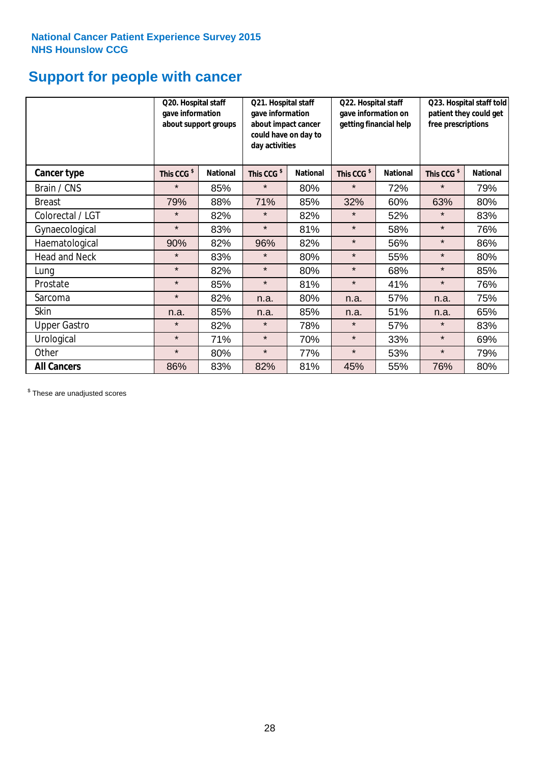**National Cancer Patient Experience Survey 2015**
**NHS Hounslow CCG**

# Support for people with cancer

| | Q20. Hospital staff gave information about support groups | | Q21. Hospital staff gave information about impact cancer could have on day to day activities | | Q22. Hospital staff gave information on getting financial help | | Q23. Hospital staff told patient they could get free prescriptions | |
|---|---|---|---|---|---|---|---|---|
| **Cancer type** | **This CCG $** | **National** | **This CCG $** | **National** | **This CCG $** | **National** | **This CCG $** | **National** |
| Brain / CNS | * | 85% | * | 80% | * | 72% | * | 79% |
| Breast | 79% | 88% | 71% | 85% | 32% | 60% | 63% | 80% |
| Colorectal / LGT | * | 82% | * | 82% | * | 52% | * | 83% |
| Gynaecological | * | 83% | * | 81% | * | 58% | * | 76% |
| Haematological | 90% | 82% | 96% | 82% | * | 56% | * | 86% |
| Head and Neck | * | 83% | * | 80% | * | 55% | * | 80% |
| Lung | * | 82% | * | 80% | * | 68% | * | 85% |
| Prostate | * | 85% | * | 81% | * | 41% | * | 76% |
| Sarcoma | * | 82% | n.a. | 80% | n.a. | 57% | n.a. | 75% |
| Skin | n.a. | 85% | n.a. | 85% | n.a. | 51% | n.a. | 65% |
| Upper Gastro | * | 82% | * | 78% | * | 57% | * | 83% |
| Urological | * | 71% | * | 70% | * | 33% | * | 69% |
| Other | * | 80% | * | 77% | * | 53% | * | 79% |
| **All Cancers** | 86% | 83% | 82% | 81% | 45% | 55% | 76% | 80% |

$ These are unadjusted scores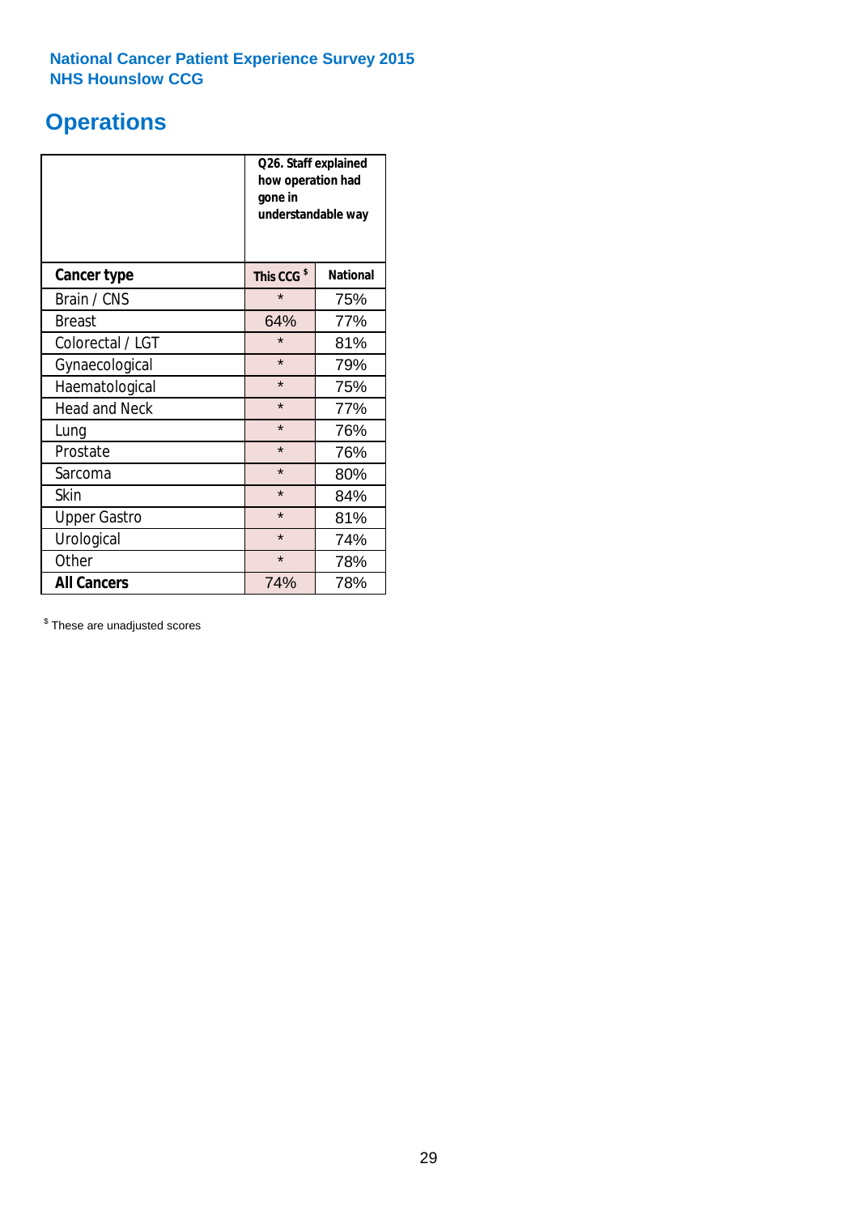**National Cancer Patient Experience Survey 2015**
**NHS Hounslow CCG**

# Operations

| | Q26. Staff explained how operation had gone in understandable way | |
|---|---|---|
| **Cancer type** | **This CCG** $ | **National** |
| Brain / CNS | * | 75% |
| Breast | 64% | 77% |
| Colorectal / LGT | * | 81% |
| Gynaecological | * | 79% |
| Haematological | * | 75% |
| Head and Neck | * | 77% |
| Lung | * | 76% |
| Prostate | * | 76% |
| Sarcoma | * | 80% |
| Skin | * | 84% |
| Upper Gastro | * | 81% |
| Urological | * | 74% |
| Other | * | 78% |
| **All Cancers** | 74% | 78% |

$ These are unadjusted scores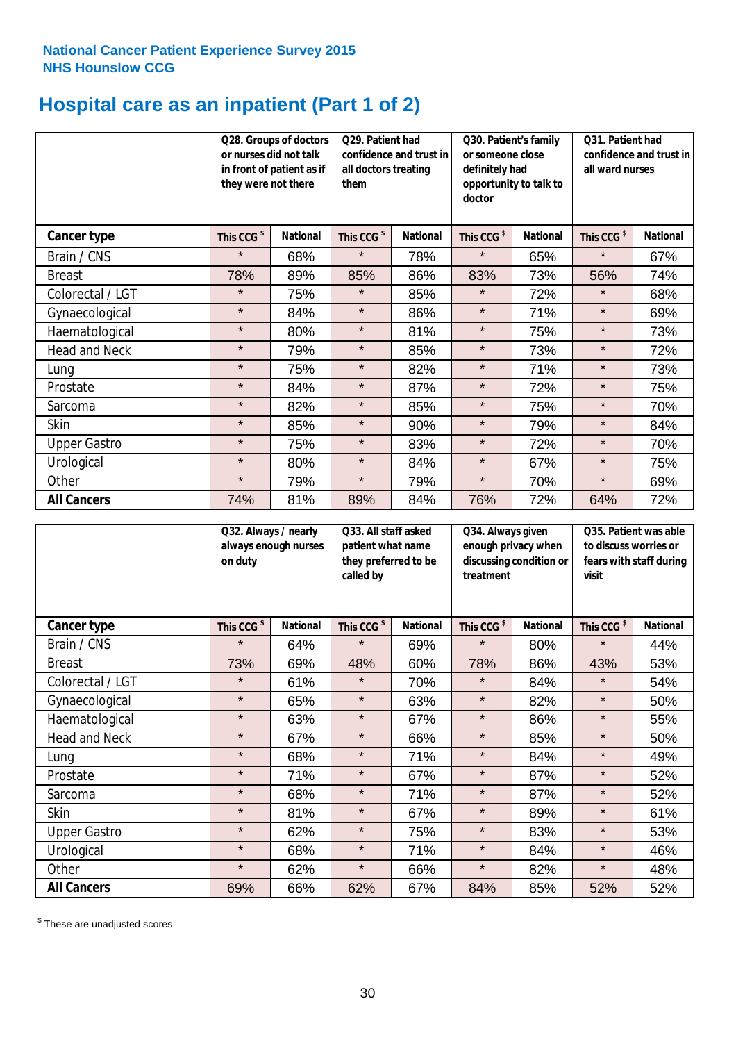**National Cancer Patient Experience Survey 2015**
**NHS Hounslow CCG**

# Hospital care as an inpatient (Part 1 of 2)

| | Q28. Groups of doctors or nurses did not talk in front of patient as if they were not there | | Q29. Patient had confidence and trust in all doctors treating them | | Q30. Patient's family or someone close definitely had opportunity to talk to doctor | | Q31. Patient had confidence and trust in all ward nurses | |
|---|---|---|---|---|---|---|---|---|
| **Cancer type** | **This CCG $** | **National** | **This CCG $** | **National** | **This CCG $** | **National** | **This CCG $** | **National** |
| Brain / CNS | * | 68% | * | 78% | * | 65% | * | 67% |
| Breast | 78% | 89% | 85% | 86% | 83% | 73% | 56% | 74% |
| Colorectal / LGT | * | 75% | * | 85% | * | 72% | * | 68% |
| Gynaecological | * | 84% | * | 86% | * | 71% | * | 69% |
| Haematological | * | 80% | * | 81% | * | 75% | * | 73% |
| Head and Neck | * | 79% | * | 85% | * | 73% | * | 72% |
| Lung | * | 75% | * | 82% | * | 71% | * | 73% |
| Prostate | * | 84% | * | 87% | * | 72% | * | 75% |
| Sarcoma | * | 82% | * | 85% | * | 75% | * | 70% |
| Skin | * | 85% | * | 90% | * | 79% | * | 84% |
| Upper Gastro | * | 75% | * | 83% | * | 72% | * | 70% |
| Urological | * | 80% | * | 84% | * | 67% | * | 75% |
| Other | * | 79% | * | 79% | * | 70% | * | 69% |
| **All Cancers** | 74% | 81% | 89% | 84% | 76% | 72% | 64% | 72% |

| | Q32. Always / nearly always enough nurses on duty | | Q33. All staff asked patient what name they preferred to be called by | | Q34. Always given enough privacy when discussing condition or treatment | | Q35. Patient was able to discuss worries or fears with staff during visit | |
|---|---|---|---|---|---|---|---|---|
| **Cancer type** | **This CCG $** | **National** | **This CCG $** | **National** | **This CCG $** | **National** | **This CCG $** | **National** |
| Brain / CNS | * | 64% | * | 69% | * | 80% | * | 44% |
| Breast | 73% | 69% | 48% | 60% | 78% | 86% | 43% | 53% |
| Colorectal / LGT | * | 61% | * | 70% | * | 84% | * | 54% |
| Gynaecological | * | 65% | * | 63% | * | 82% | * | 50% |
| Haematological | * | 63% | * | 67% | * | 86% | * | 55% |
| Head and Neck | * | 67% | * | 66% | * | 85% | * | 50% |
| Lung | * | 68% | * | 71% | * | 84% | * | 49% |
| Prostate | * | 71% | * | 67% | * | 87% | * | 52% |
| Sarcoma | * | 68% | * | 71% | * | 87% | * | 52% |
| Skin | * | 81% | * | 67% | * | 89% | * | 61% |
| Upper Gastro | * | 62% | * | 75% | * | 83% | * | 53% |
| Urological | * | 68% | * | 71% | * | 84% | * | 46% |
| Other | * | 62% | * | 66% | * | 82% | * | 48% |
| **All Cancers** | 69% | 66% | 62% | 67% | 84% | 85% | 52% | 52% |

$ These are unadjusted scores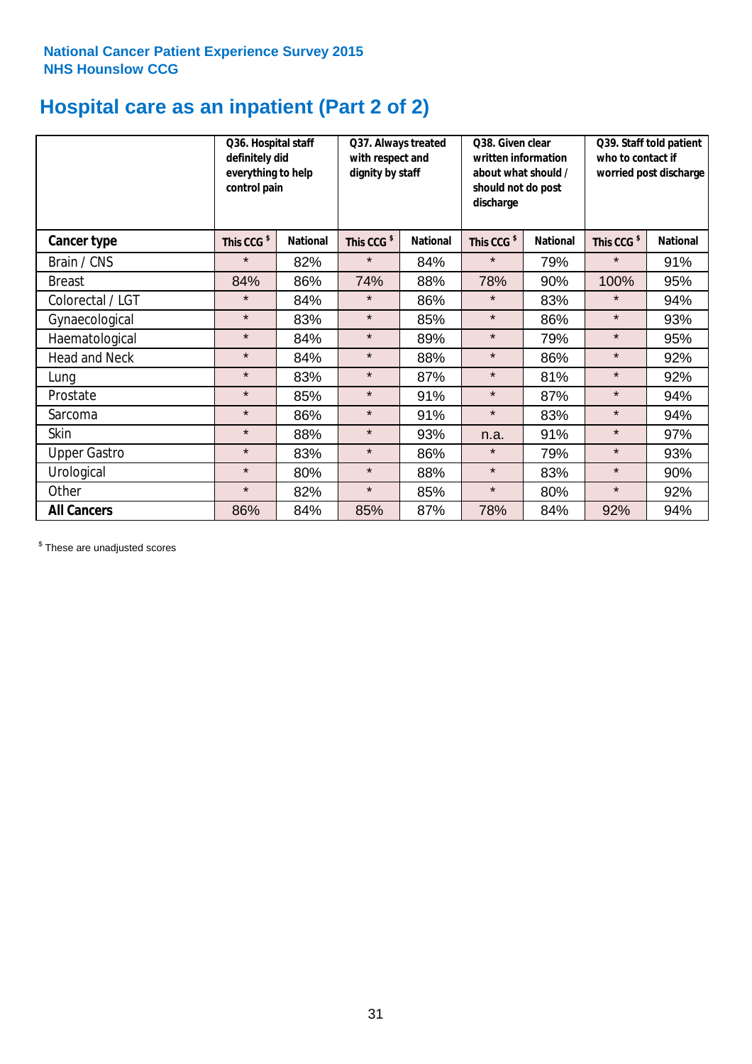National Cancer Patient Experience Survey 2015
NHS Hounslow CCG

# Hospital care as an inpatient (Part 2 of 2)

| | Q36. Hospital staff definitely did everything to help control pain | | Q37. Always treated with respect and dignity by staff | | Q38. Given clear written information about what should / should not do post discharge | | Q39. Staff told patient who to contact if worried post discharge | |
|---|---|---|---|---|---|---|---|---|
| **Cancer type** | This CCG [$] | National | This CCG [$] | National | This CCG [$] | National | This CCG [$] | National |
| Brain / CNS | * | 82% | * | 84% | * | 79% | * | 91% |
| Breast | 84% | 86% | 74% | 88% | 78% | 90% | 100% | 95% |
| Colorectal / LGT | * | 84% | * | 86% | * | 83% | * | 94% |
| Gynaecological | * | 83% | * | 85% | * | 86% | * | 93% |
| Haematological | * | 84% | * | 89% | * | 79% | * | 95% |
| Head and Neck | * | 84% | * | 88% | * | 86% | * | 92% |
| Lung | * | 83% | * | 87% | * | 81% | * | 92% |
| Prostate | * | 85% | * | 91% | * | 87% | * | 94% |
| Sarcoma | * | 86% | * | 91% | * | 83% | * | 94% |
| Skin | * | 88% | * | 93% | n.a. | 91% | * | 97% |
| Upper Gastro | * | 83% | * | 86% | * | 79% | * | 93% |
| Urological | * | 80% | * | 88% | * | 83% | * | 90% |
| Other | * | 82% | * | 85% | * | 80% | * | 92% |
| **All Cancers** | 86% | 84% | 85% | 87% | 78% | 84% | 92% | 94% |

[$] These are unadjusted scores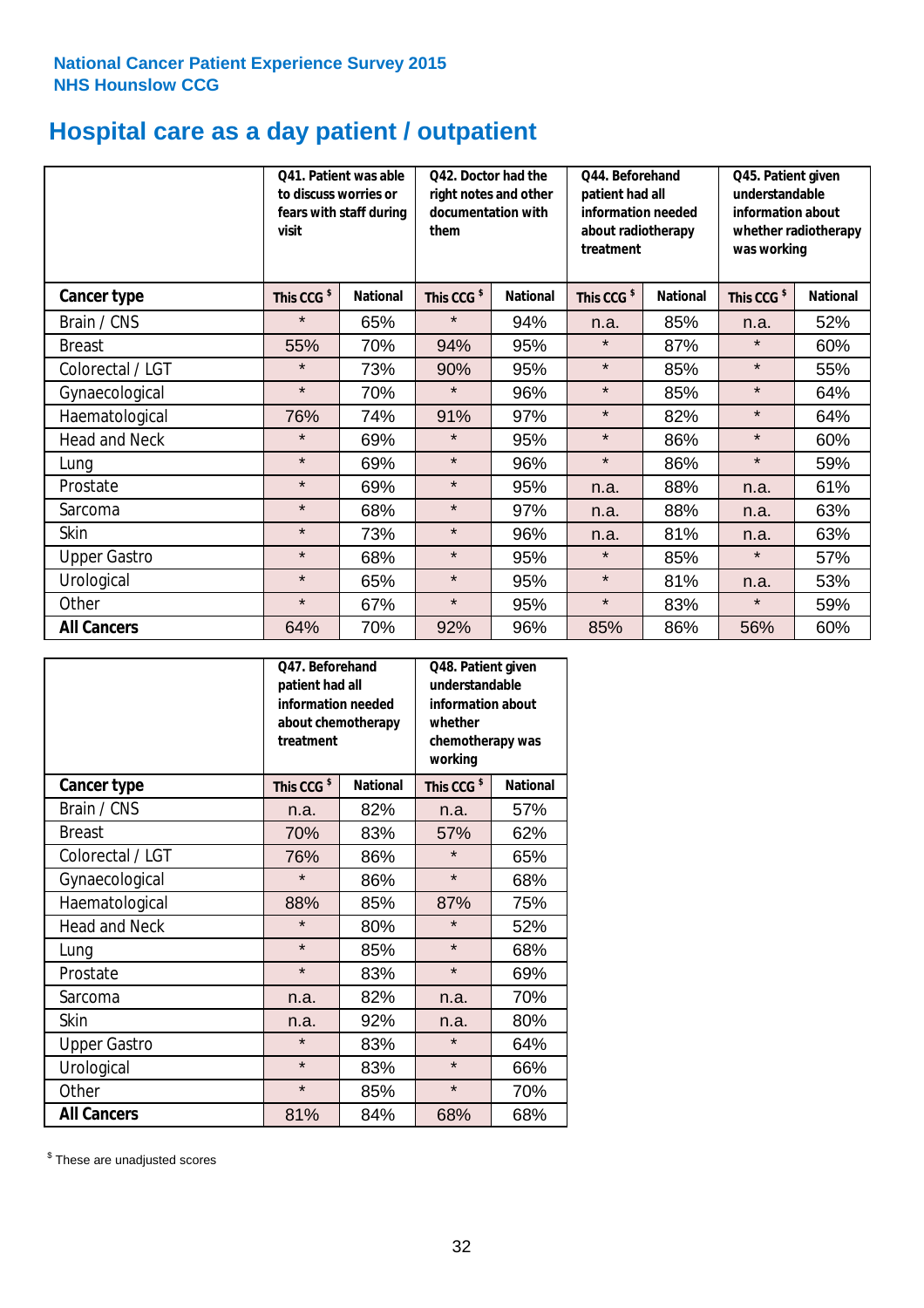**National Cancer Patient Experience Survey 2015**
**NHS Hounslow CCG**

# Hospital care as a day patient / outpatient

| | Q41. Patient was able to discuss worries or fears with staff during visit | | Q42. Doctor had the right notes and other documentation with them | | Q44. Beforehand patient had all information needed about radiotherapy treatment | | Q45. Patient given understandable information about whether radiotherapy was working | |
|---|---|---|---|---|---|---|---|---|
| **Cancer type** | This CCG $ | National | This CCG $ | National | This CCG $ | National | This CCG $ | National |
| Brain / CNS | * | 65% | * | 94% | n.a. | 85% | n.a. | 52% |
| Breast | 55% | 70% | 94% | 95% | * | 87% | * | 60% |
| Colorectal / LGT | * | 73% | 90% | 95% | * | 85% | * | 55% |
| Gynaecological | * | 70% | * | 96% | * | 85% | * | 64% |
| Haematological | 76% | 74% | 91% | 97% | * | 82% | * | 64% |
| Head and Neck | * | 69% | * | 95% | * | 86% | * | 60% |
| Lung | * | 69% | * | 96% | * | 86% | * | 59% |
| Prostate | * | 69% | * | 95% | n.a. | 88% | n.a. | 61% |
| Sarcoma | * | 68% | * | 97% | n.a. | 88% | n.a. | 63% |
| Skin | * | 73% | * | 96% | n.a. | 81% | n.a. | 63% |
| Upper Gastro | * | 68% | * | 95% | * | 85% | * | 57% |
| Urological | * | 65% | * | 95% | * | 81% | n.a. | 53% |
| Other | * | 67% | * | 95% | * | 83% | * | 59% |
| **All Cancers** | 64% | 70% | 92% | 96% | 85% | 86% | 56% | 60% |

| | Q47. Beforehand patient had all information needed about chemotherapy treatment | | Q48. Patient given understandable information about whether chemotherapy was working | |
|---|---|---|---|---|
| **Cancer type** | This CCG $ | National | This CCG $ | National |
| Brain / CNS | n.a. | 82% | n.a. | 57% |
| Breast | 70% | 83% | 57% | 62% |
| Colorectal / LGT | 76% | 86% | * | 65% |
| Gynaecological | * | 86% | * | 68% |
| Haematological | 88% | 85% | 87% | 75% |
| Head and Neck | * | 80% | * | 52% |
| Lung | * | 85% | * | 68% |
| Prostate | * | 83% | * | 69% |
| Sarcoma | n.a. | 82% | n.a. | 70% |
| Skin | n.a. | 92% | n.a. | 80% |
| Upper Gastro | * | 83% | * | 64% |
| Urological | * | 83% | * | 66% |
| Other | * | 85% | * | 70% |
| **All Cancers** | 81% | 84% | 68% | 68% |

$ These are unadjusted scores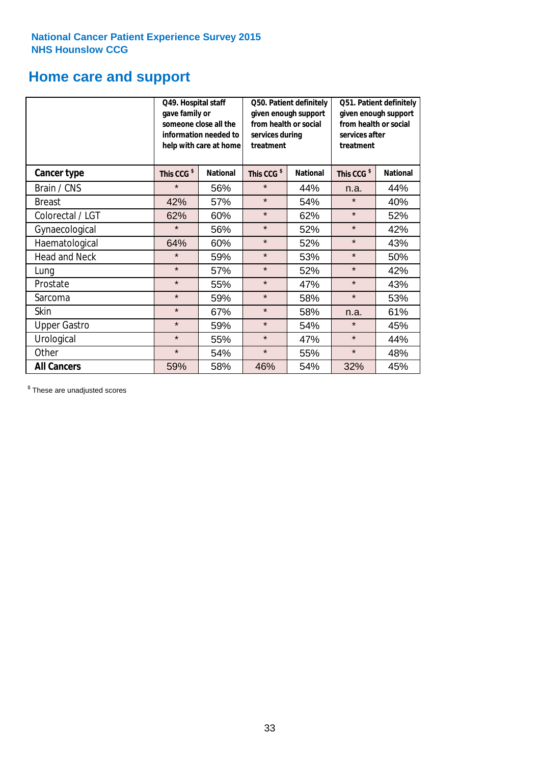**National Cancer Patient Experience Survey 2015**
**NHS Hounslow CCG**

# Home care and support

| | Q49. Hospital staff gave family or someone close all the information needed to help with care at home | | Q50. Patient definitely given enough support from health or social services during treatment | | Q51. Patient definitely given enough support from health or social services after treatment | |
|---|---|---|---|---|---|---|
| **Cancer type** | **This CCG $** | **National** | **This CCG $** | **National** | **This CCG $** | **National** |
| Brain / CNS | * | 56% | * | 44% | n.a. | 44% |
| Breast | 42% | 57% | * | 54% | * | 40% |
| Colorectal / LGT | 62% | 60% | * | 62% | * | 52% |
| Gynaecological | * | 56% | * | 52% | * | 42% |
| Haematological | 64% | 60% | * | 52% | * | 43% |
| Head and Neck | * | 59% | * | 53% | * | 50% |
| Lung | * | 57% | * | 52% | * | 42% |
| Prostate | * | 55% | * | 47% | * | 43% |
| Sarcoma | * | 59% | * | 58% | * | 53% |
| Skin | * | 67% | * | 58% | n.a. | 61% |
| Upper Gastro | * | 59% | * | 54% | * | 45% |
| Urological | * | 55% | * | 47% | * | 44% |
| Other | * | 54% | * | 55% | * | 48% |
| **All Cancers** | 59% | 58% | 46% | 54% | 32% | 45% |

$ These are unadjusted scores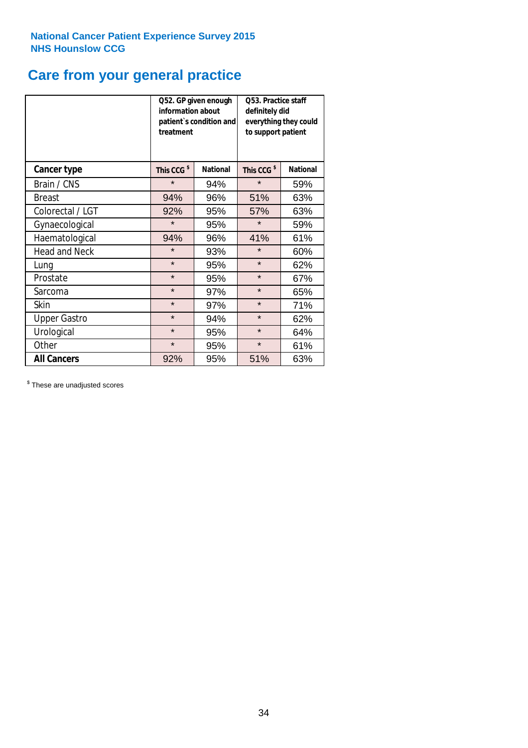National Cancer Patient Experience Survey 2015
NHS Hounslow CCG

# Care from your general practice

| | Q52. GP given enough information about patient`s condition and treatment | | Q53. Practice staff definitely did everything they could to support patient | |
|---|---|---|---|---|
| **Cancer type** | **This CCG $** | **National** | **This CCG $** | **National** |
| Brain / CNS | * | 94% | * | 59% |
| Breast | 94% | 96% | 51% | 63% |
| Colorectal / LGT | 92% | 95% | 57% | 63% |
| Gynaecological | * | 95% | * | 59% |
| Haematological | 94% | 96% | 41% | 61% |
| Head and Neck | * | 93% | * | 60% |
| Lung | * | 95% | * | 62% |
| Prostate | * | 95% | * | 67% |
| Sarcoma | * | 97% | * | 65% |
| Skin | * | 97% | * | 71% |
| Upper Gastro | * | 94% | * | 62% |
| Urological | * | 95% | * | 64% |
| Other | * | 95% | * | 61% |
| **All Cancers** | 92% | 95% | 51% | 63% |

$ These are unadjusted scores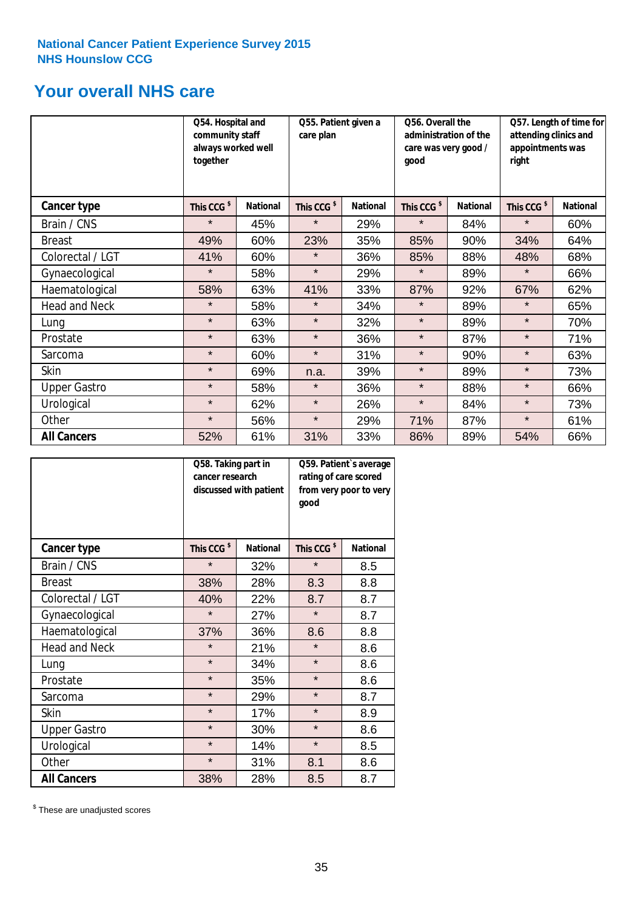National Cancer Patient Experience Survey 2015
NHS Hounslow CCG

## Your overall NHS care

| | Q54. Hospital and community staff always worked well together | | Q55. Patient given a care plan | | Q56. Overall the administration of the care was very good / good | | Q57. Length of time for attending clinics and appointments was right | |
|---|---|---|---|---|---|---|---|---|
| **Cancer type** | **This CCG $** | **National** | **This CCG $** | **National** | **This CCG $** | **National** | **This CCG $** | **National** |
| Brain / CNS | * | 45% | * | 29% | * | 84% | * | 60% |
| Breast | 49% | 60% | 23% | 35% | 85% | 90% | 34% | 64% |
| Colorectal / LGT | 41% | 60% | * | 36% | 85% | 88% | 48% | 68% |
| Gynaecological | * | 58% | * | 29% | * | 89% | * | 66% |
| Haematological | 58% | 63% | 41% | 33% | 87% | 92% | 67% | 62% |
| Head and Neck | * | 58% | * | 34% | * | 89% | * | 65% |
| Lung | * | 63% | * | 32% | * | 89% | * | 70% |
| Prostate | * | 63% | * | 36% | * | 87% | * | 71% |
| Sarcoma | * | 60% | * | 31% | * | 90% | * | 63% |
| Skin | * | 69% | n.a. | 39% | * | 89% | * | 73% |
| Upper Gastro | * | 58% | * | 36% | * | 88% | * | 66% |
| Urological | * | 62% | * | 26% | * | 84% | * | 73% |
| Other | * | 56% | * | 29% | 71% | 87% | * | 61% |
| **All Cancers** | 52% | 61% | 31% | 33% | 86% | 89% | 54% | 66% |

| | Q58. Taking part in cancer research discussed with patient | | Q59. Patient`s average rating of care scored from very poor to very good | |
|---|---|---|---|---|
| **Cancer type** | **This CCG $** | **National** | **This CCG $** | **National** |
| Brain / CNS | * | 32% | * | 8.5 |
| Breast | 38% | 28% | 8.3 | 8.8 |
| Colorectal / LGT | 40% | 22% | 8.7 | 8.7 |
| Gynaecological | * | 27% | * | 8.7 |
| Haematological | 37% | 36% | 8.6 | 8.8 |
| Head and Neck | * | 21% | * | 8.6 |
| Lung | * | 34% | * | 8.6 |
| Prostate | * | 35% | * | 8.6 |
| Sarcoma | * | 29% | * | 8.7 |
| Skin | * | 17% | * | 8.9 |
| Upper Gastro | * | 30% | * | 8.6 |
| Urological | * | 14% | * | 8.5 |
| Other | * | 31% | 8.1 | 8.6 |
| **All Cancers** | 38% | 28% | 8.5 | 8.7 |

$ These are unadjusted scores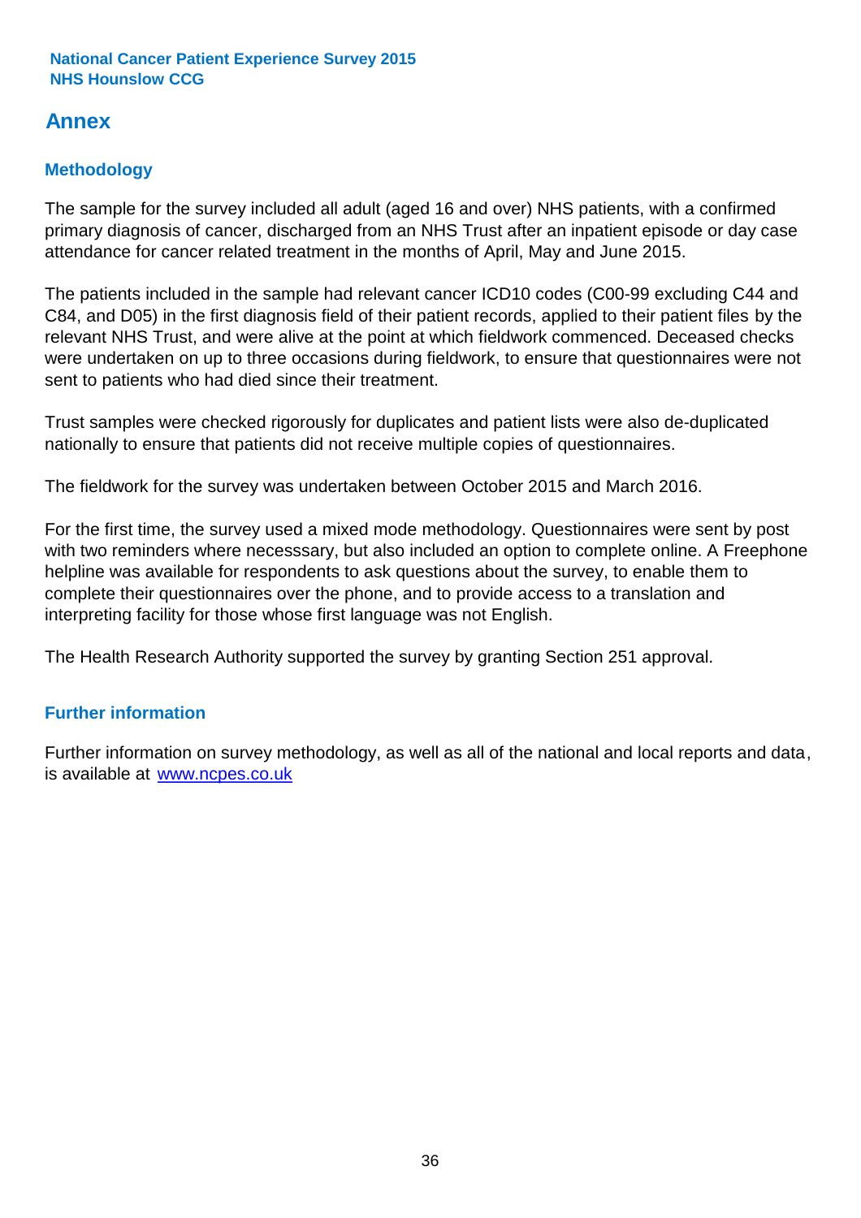# Annex

## Methodology

The sample for the survey included all adult (aged 16 and over) NHS patients, with a confirmed primary diagnosis of cancer, discharged from an NHS Trust after an inpatient episode or day case attendance for cancer related treatment in the months of April, May and June 2015.

The patients included in the sample had relevant cancer ICD10 codes (C00-99 excluding C44 and C84, and D05) in the first diagnosis field of their patient records, applied to their patient files by the relevant NHS Trust, and were alive at the point at which fieldwork commenced. Deceased checks were undertaken on up to three occasions during fieldwork, to ensure that questionnaires were not sent to patients who had died since their treatment.

Trust samples were checked rigorously for duplicates and patient lists were also de-duplicated nationally to ensure that patients did not receive multiple copies of questionnaires.

The fieldwork for the survey was undertaken between October 2015 and March 2016.

For the first time, the survey used a mixed mode methodology. Questionnaires were sent by post with two reminders where necesssary, but also included an option to complete online. A Freephone helpline was available for respondents to ask questions about the survey, to enable them to complete their questionnaires over the phone, and to provide access to a translation and interpreting facility for those whose first language was not English.

The Health Research Authority supported the survey by granting Section 251 approval.

## Further information

Further information on survey methodology, as well as all of the national and local reports and data, is available at [www.ncpes.co.uk](http://www.ncpes.co.uk)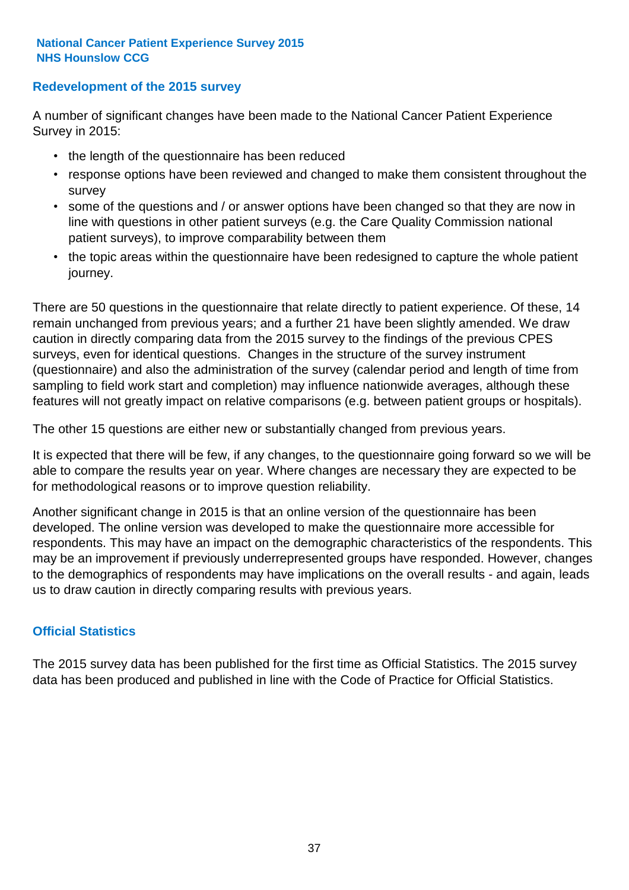## Redevelopment of the 2015 survey

A number of significant changes have been made to the National Cancer Patient Experience Survey in 2015:

- the length of the questionnaire has been reduced
- response options have been reviewed and changed to make them consistent throughout the survey
- some of the questions and / or answer options have been changed so that they are now in line with questions in other patient surveys (e.g. the Care Quality Commission national patient surveys), to improve comparability between them
- the topic areas within the questionnaire have been redesigned to capture the whole patient journey.

There are 50 questions in the questionnaire that relate directly to patient experience. Of these, 14 remain unchanged from previous years; and a further 21 have been slightly amended. We draw caution in directly comparing data from the 2015 survey to the findings of the previous CPES surveys, even for identical questions. Changes in the structure of the survey instrument (questionnaire) and also the administration of the survey (calendar period and length of time from sampling to field work start and completion) may influence nationwide averages, although these features will not greatly impact on relative comparisons (e.g. between patient groups or hospitals).

The other 15 questions are either new or substantially changed from previous years.

It is expected that there will be few, if any changes, to the questionnaire going forward so we will be able to compare the results year on year. Where changes are necessary they are expected to be for methodological reasons or to improve question reliability.

Another significant change in 2015 is that an online version of the questionnaire has been developed. The online version was developed to make the questionnaire more accessible for respondents. This may have an impact on the demographic characteristics of the respondents. This may be an improvement if previously underrepresented groups have responded. However, changes to the demographics of respondents may have implications on the overall results - and again, leads us to draw caution in directly comparing results with previous years.

## Official Statistics

The 2015 survey data has been published for the first time as Official Statistics. The 2015 survey data has been produced and published in line with the Code of Practice for Official Statistics.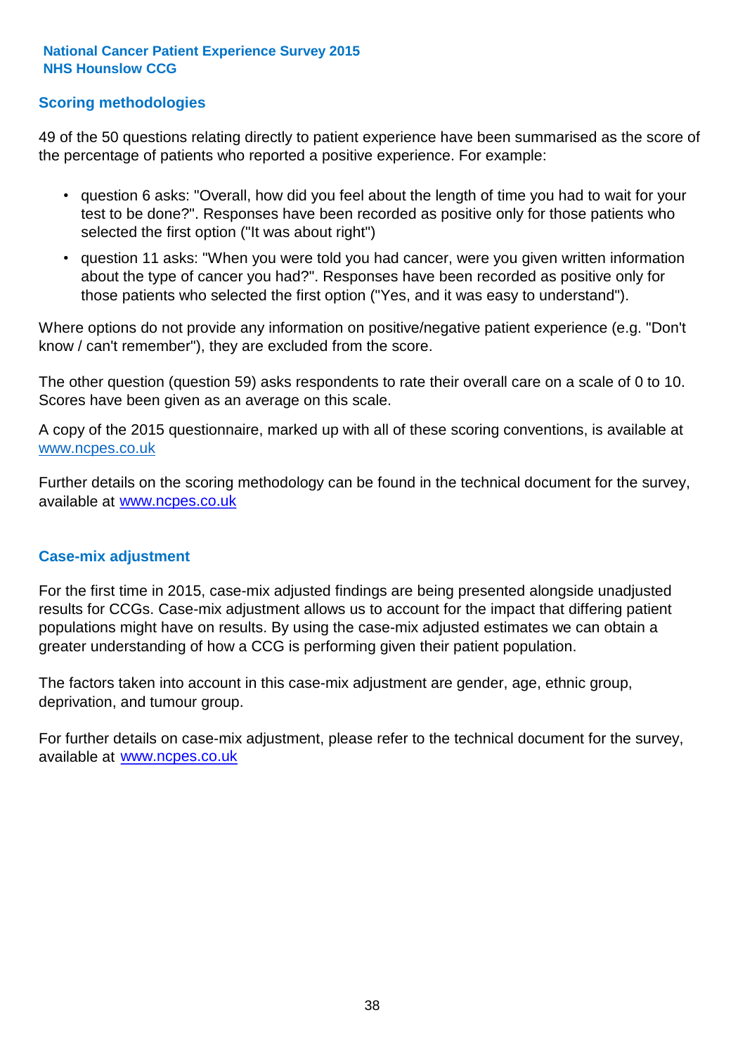## Scoring methodologies

49 of the 50 questions relating directly to patient experience have been summarised as the score of the percentage of patients who reported a positive experience. For example:

- question 6 asks: "Overall, how did you feel about the length of time you had to wait for your test to be done?". Responses have been recorded as positive only for those patients who selected the first option ("It was about right")
- question 11 asks: "When you were told you had cancer, were you given written information about the type of cancer you had?". Responses have been recorded as positive only for those patients who selected the first option ("Yes, and it was easy to understand").

Where options do not provide any information on positive/negative patient experience (e.g. "Don't know / can't remember"), they are excluded from the score.

The other question (question 59) asks respondents to rate their overall care on a scale of 0 to 10. Scores have been given as an average on this scale.

A copy of the 2015 questionnaire, marked up with all of these scoring conventions, is available at [www.ncpes.co.uk](http://www.ncpes.co.uk)

Further details on the scoring methodology can be found in the technical document for the survey, available at [www.ncpes.co.uk](http://www.ncpes.co.uk)

## Case-mix adjustment

For the first time in 2015, case-mix adjusted findings are being presented alongside unadjusted results for CCGs. Case-mix adjustment allows us to account for the impact that differing patient populations might have on results. By using the case-mix adjusted estimates we can obtain a greater understanding of how a CCG is performing given their patient population.

The factors taken into account in this case-mix adjustment are gender, age, ethnic group, deprivation, and tumour group.

For further details on case-mix adjustment, please refer to the technical document for the survey, available at [www.ncpes.co.uk](http://www.ncpes.co.uk)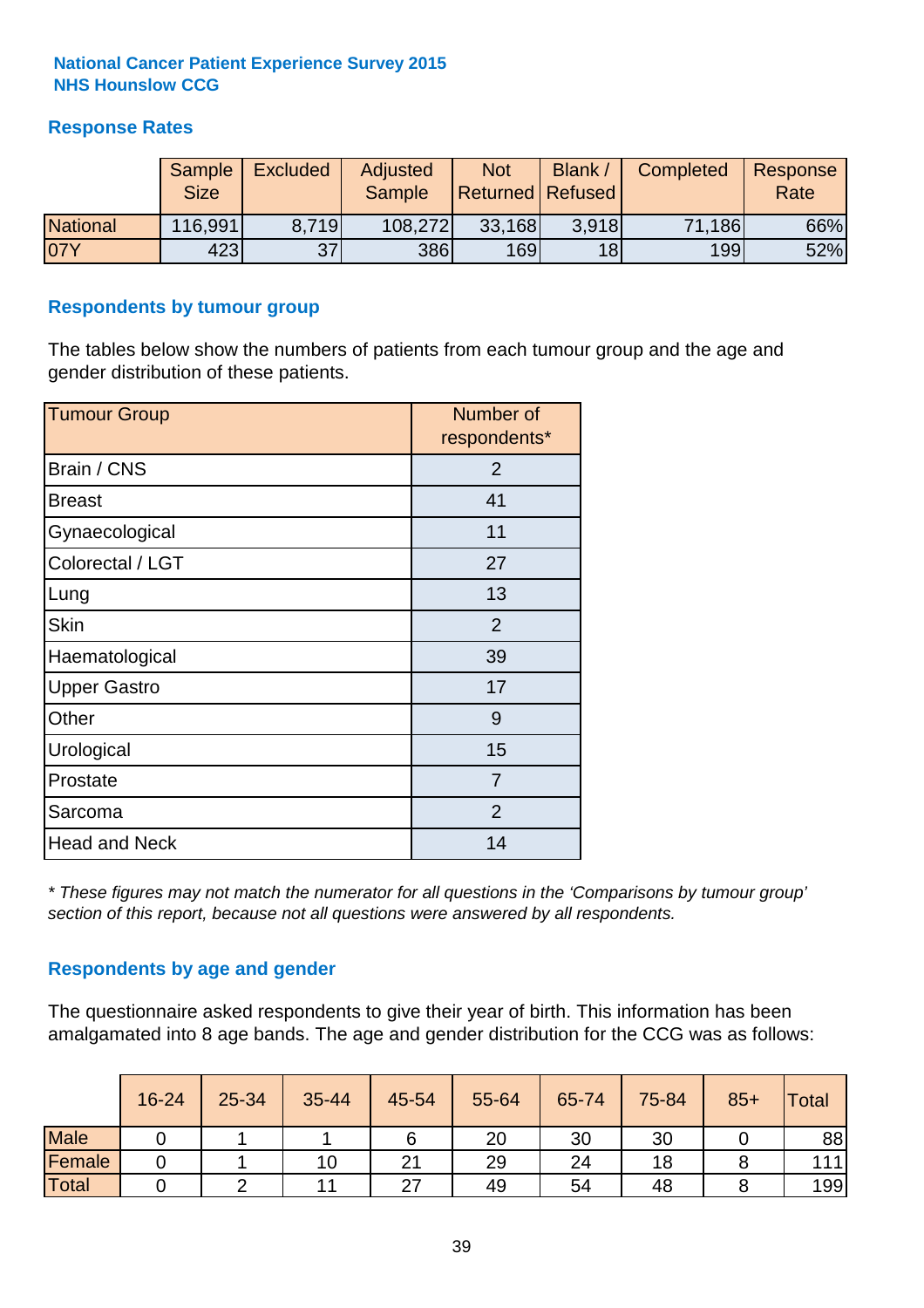**National Cancer Patient Experience Survey 2015**
**NHS Hounslow CCG**

## Response Rates

| | Sample Size | Excluded | Adjusted Sample | Not Returned | Blank / Refused | Completed | Response Rate |
|---|---|---|---|---|---|---|---|
| National | 116,991 | 8,719 | 108,272 | 33,168 | 3,918 | 71,186 | 66% |
| 07Y | 423 | 37 | 386 | 169 | 18 | 199 | 52% |

## Respondents by tumour group

The tables below show the numbers of patients from each tumour group and the age and gender distribution of these patients.

| Tumour Group | Number of respondents* |
|---|---|
| Brain / CNS | 2 |
| Breast | 41 |
| Gynaecological | 11 |
| Colorectal / LGT | 27 |
| Lung | 13 |
| Skin | 2 |
| Haematological | 39 |
| Upper Gastro | 17 |
| Other | 9 |
| Urological | 15 |
| Prostate | 7 |
| Sarcoma | 2 |
| Head and Neck | 14 |

*\* These figures may not match the numerator for all questions in the 'Comparisons by tumour group' section of this report, because not all questions were answered by all respondents.*

## Respondents by age and gender

The questionnaire asked respondents to give their year of birth. This information has been amalgamated into 8 age bands. The age and gender distribution for the CCG was as follows:

| | 16-24 | 25-34 | 35-44 | 45-54 | 55-64 | 65-74 | 75-84 | 85+ | Total |
|---|---|---|---|---|---|---|---|---|---|
| Male | 0 | 1 | 1 | 6 | 20 | 30 | 30 | 0 | 88 |
| Female | 0 | 1 | 10 | 21 | 29 | 24 | 18 | 8 | 111 |
| Total | 0 | 2 | 11 | 27 | 49 | 54 | 48 | 8 | 199 |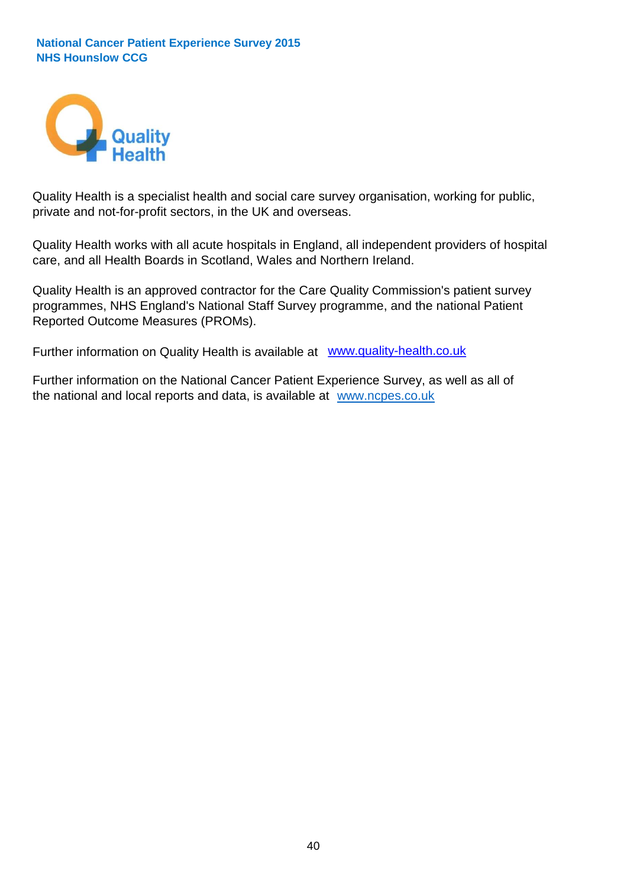Quality Health

Quality Health is a specialist health and social care survey organisation, working for public, private and not-for-profit sectors, in the UK and overseas.

Quality Health works with all acute hospitals in England, all independent providers of hospital care, and all Health Boards in Scotland, Wales and Northern Ireland.

Quality Health is an approved contractor for the Care Quality Commission's patient survey programmes, NHS England's National Staff Survey programme, and the national Patient Reported Outcome Measures (PROMs).

Further information on Quality Health is available at [www.quality-health.co.uk](http://www.quality-health.co.uk)

Further information on the National Cancer Patient Experience Survey, as well as all of the national and local reports and data, is available at [www.ncpes.co.uk](http://www.ncpes.co.uk)